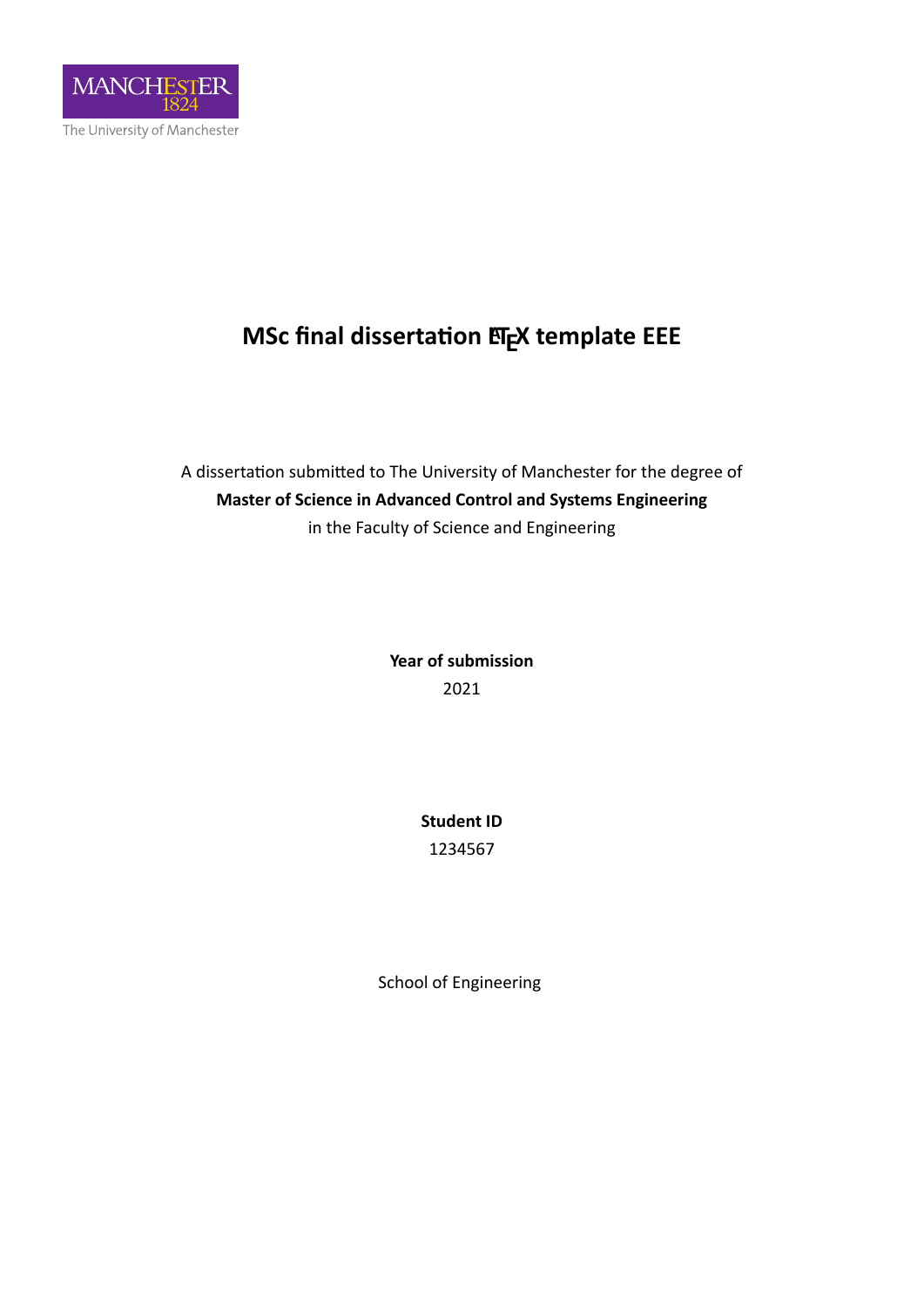MANCHESTER 1824

The University of Manchester

# MSc final dissertation LaTeX template EEE

A dissertation submitted to The University of Manchester for the degree of

**Master of Science in Advanced Control and Systems Engineering**

in the Faculty of Science and Engineering

**Year of submission**

2021

**Student ID**

1234567

School of Engineering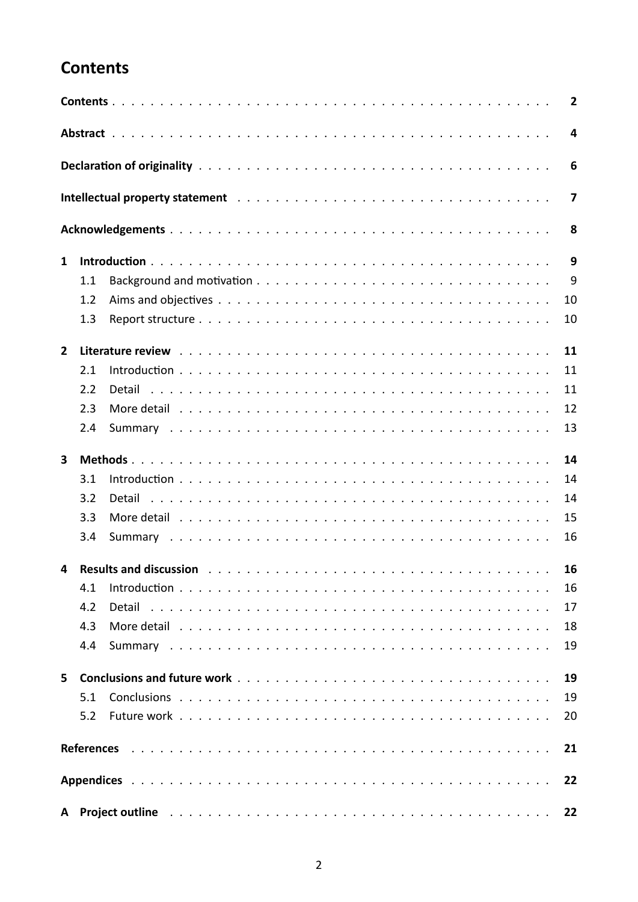# Contents

**Contents** . . . . . . . . . . 2

**Abstract** . . . . . . . . . . 4

**Declaration of originality** . . . . . . . . . . 6

**Intellectual property statement** . . . . . . . . . . 7

**Acknowledgements** . . . . . . . . . . 8

**1 Introduction** . . . . . . . . . . 9
- 1.1 Background and motivation . . . . . . . . . . 9
- 1.2 Aims and objectives . . . . . . . . . . 10
- 1.3 Report structure . . . . . . . . . . 10

**2 Literature review** . . . . . . . . . . 11
- 2.1 Introduction . . . . . . . . . . 11
- 2.2 Detail . . . . . . . . . . 11
- 2.3 More detail . . . . . . . . . . 12
- 2.4 Summary . . . . . . . . . . 13

**3 Methods** . . . . . . . . . . 14
- 3.1 Introduction . . . . . . . . . . 14
- 3.2 Detail . . . . . . . . . . 14
- 3.3 More detail . . . . . . . . . . 15
- 3.4 Summary . . . . . . . . . . 16

**4 Results and discussion** . . . . . . . . . . 16
- 4.1 Introduction . . . . . . . . . . 16
- 4.2 Detail . . . . . . . . . . 17
- 4.3 More detail . . . . . . . . . . 18
- 4.4 Summary . . . . . . . . . . 19

**5 Conclusions and future work** . . . . . . . . . . 19
- 5.1 Conclusions . . . . . . . . . . 19
- 5.2 Future work . . . . . . . . . . 20

**References** . . . . . . . . . . 21

**Appendices** . . . . . . . . . . 22

**A Project outline** . . . . . . . . . . 22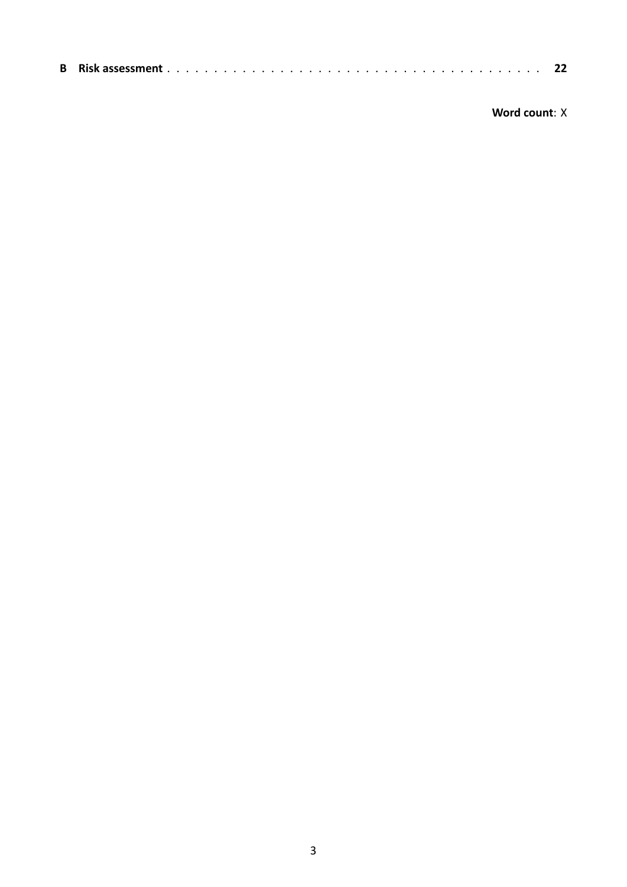**B Risk assessment** . . . . . . . . . . . . . . . . . . . . . . . . . . . . . . . . . . . . . . . . **22**

**Word count**: X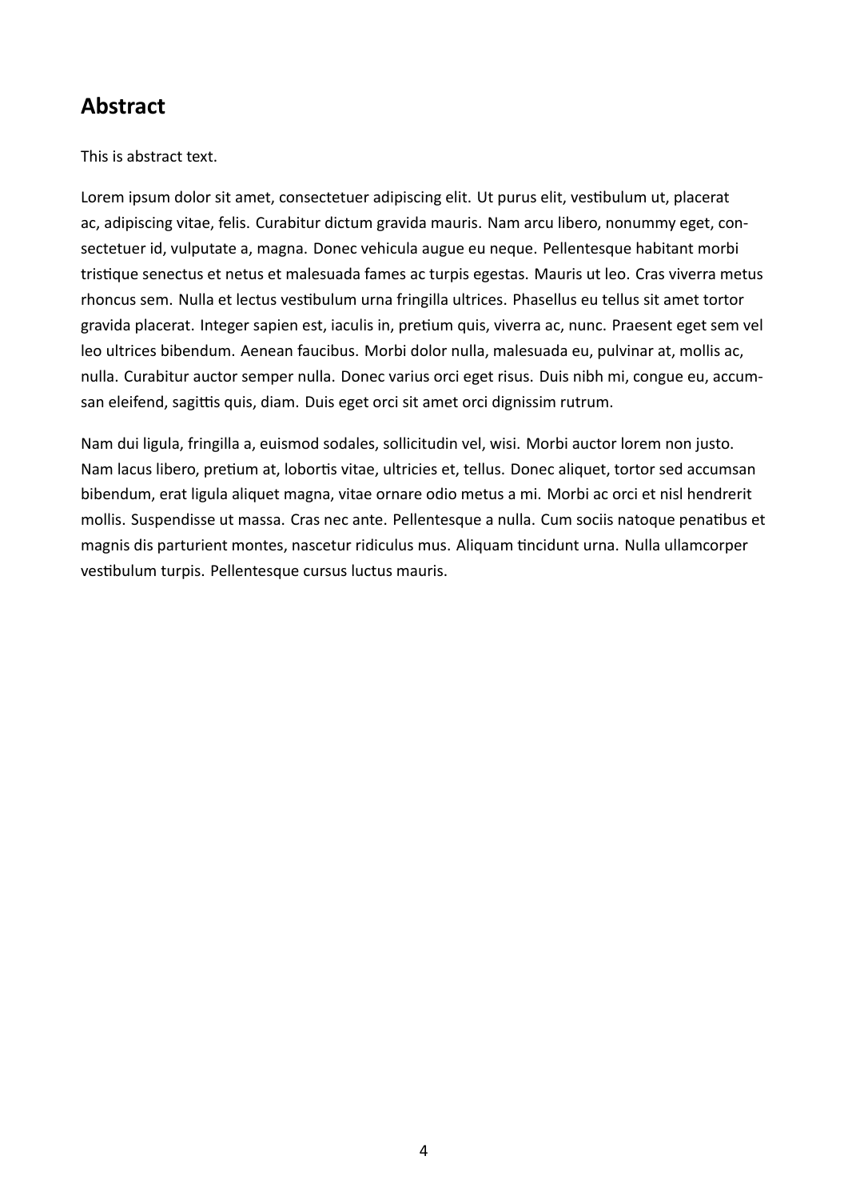## Abstract

This is abstract text.

Lorem ipsum dolor sit amet, consectetuer adipiscing elit. Ut purus elit, vestibulum ut, placerat ac, adipiscing vitae, felis. Curabitur dictum gravida mauris. Nam arcu libero, nonummy eget, consectetuer id, vulputate a, magna. Donec vehicula augue eu neque. Pellentesque habitant morbi tristique senectus et netus et malesuada fames ac turpis egestas. Mauris ut leo. Cras viverra metus rhoncus sem. Nulla et lectus vestibulum urna fringilla ultrices. Phasellus eu tellus sit amet tortor gravida placerat. Integer sapien est, iaculis in, pretium quis, viverra ac, nunc. Praesent eget sem vel leo ultrices bibendum. Aenean faucibus. Morbi dolor nulla, malesuada eu, pulvinar at, mollis ac, nulla. Curabitur auctor semper nulla. Donec varius orci eget risus. Duis nibh mi, congue eu, accumsan eleifend, sagittis quis, diam. Duis eget orci sit amet orci dignissim rutrum.

Nam dui ligula, fringilla a, euismod sodales, sollicitudin vel, wisi. Morbi auctor lorem non justo. Nam lacus libero, pretium at, lobortis vitae, ultricies et, tellus. Donec aliquet, tortor sed accumsan bibendum, erat ligula aliquet magna, vitae ornare odio metus a mi. Morbi ac orci et nisl hendrerit mollis. Suspendisse ut massa. Cras nec ante. Pellentesque a nulla. Cum sociis natoque penatibus et magnis dis parturient montes, nascetur ridiculus mus. Aliquam tincidunt urna. Nulla ullamcorper vestibulum turpis. Pellentesque cursus luctus mauris.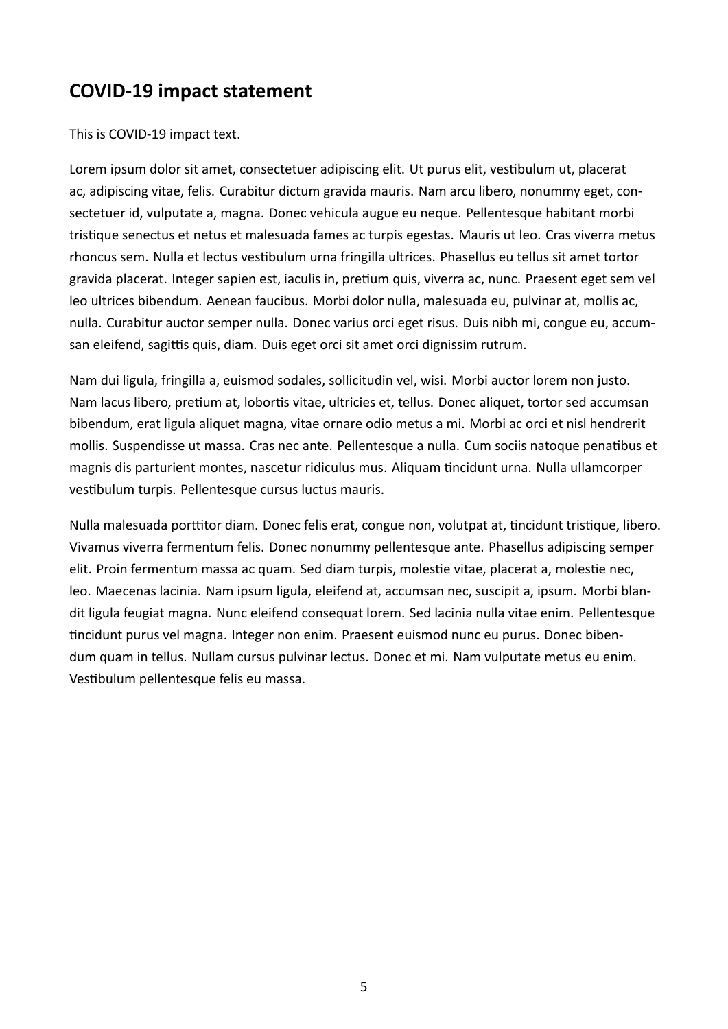## COVID-19 impact statement

This is COVID-19 impact text.

Lorem ipsum dolor sit amet, consectetuer adipiscing elit. Ut purus elit, vestibulum ut, placerat ac, adipiscing vitae, felis. Curabitur dictum gravida mauris. Nam arcu libero, nonummy eget, consectetuer id, vulputate a, magna. Donec vehicula augue eu neque. Pellentesque habitant morbi tristique senectus et netus et malesuada fames ac turpis egestas. Mauris ut leo. Cras viverra metus rhoncus sem. Nulla et lectus vestibulum urna fringilla ultrices. Phasellus eu tellus sit amet tortor gravida placerat. Integer sapien est, iaculis in, pretium quis, viverra ac, nunc. Praesent eget sem vel leo ultrices bibendum. Aenean faucibus. Morbi dolor nulla, malesuada eu, pulvinar at, mollis ac, nulla. Curabitur auctor semper nulla. Donec varius orci eget risus. Duis nibh mi, congue eu, accumsan eleifend, sagittis quis, diam. Duis eget orci sit amet orci dignissim rutrum.

Nam dui ligula, fringilla a, euismod sodales, sollicitudin vel, wisi. Morbi auctor lorem non justo. Nam lacus libero, pretium at, lobortis vitae, ultricies et, tellus. Donec aliquet, tortor sed accumsan bibendum, erat ligula aliquet magna, vitae ornare odio metus a mi. Morbi ac orci et nisl hendrerit mollis. Suspendisse ut massa. Cras nec ante. Pellentesque a nulla. Cum sociis natoque penatibus et magnis dis parturient montes, nascetur ridiculus mus. Aliquam tincidunt urna. Nulla ullamcorper vestibulum turpis. Pellentesque cursus luctus mauris.

Nulla malesuada porttitor diam. Donec felis erat, congue non, volutpat at, tincidunt tristique, libero. Vivamus viverra fermentum felis. Donec nonummy pellentesque ante. Phasellus adipiscing semper elit. Proin fermentum massa ac quam. Sed diam turpis, molestie vitae, placerat a, molestie nec, leo. Maecenas lacinia. Nam ipsum ligula, eleifend at, accumsan nec, suscipit a, ipsum. Morbi blandit ligula feugiat magna. Nunc eleifend consequat lorem. Sed lacinia nulla vitae enim. Pellentesque tincidunt purus vel magna. Integer non enim. Praesent euismod nunc eu purus. Donec bibendum quam in tellus. Nullam cursus pulvinar lectus. Donec et mi. Nam vulputate metus eu enim. Vestibulum pellentesque felis eu massa.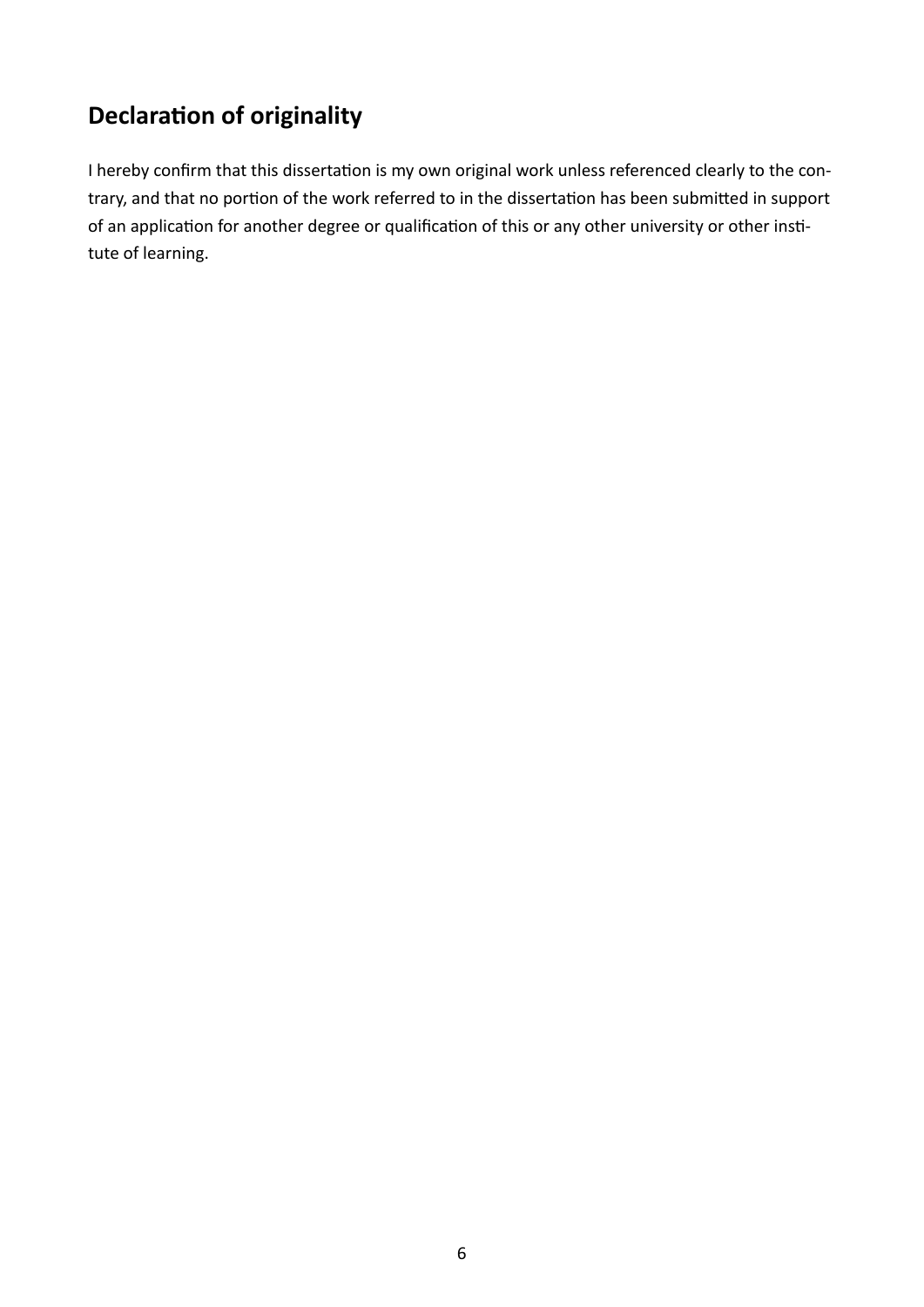## Declaration of originality

I hereby confirm that this dissertation is my own original work unless referenced clearly to the contrary, and that no portion of the work referred to in the dissertation has been submitted in support of an application for another degree or qualification of this or any other university or other institute of learning.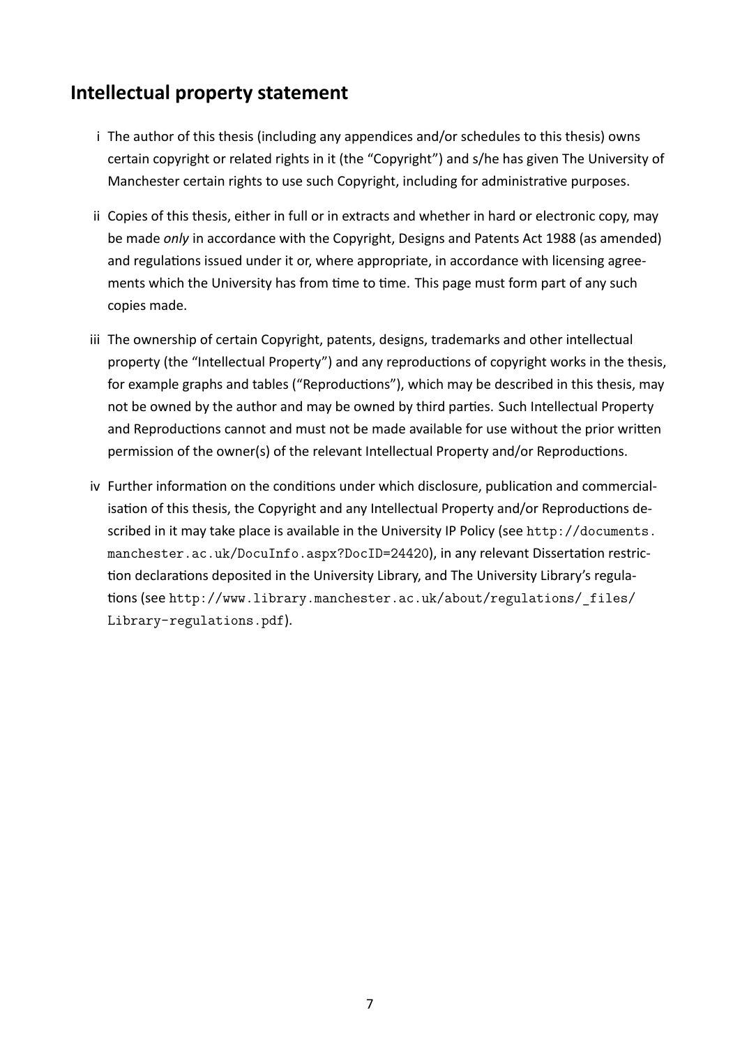## Intellectual property statement

i The author of this thesis (including any appendices and/or schedules to this thesis) owns certain copyright or related rights in it (the "Copyright") and s/he has given The University of Manchester certain rights to use such Copyright, including for administrative purposes.

ii Copies of this thesis, either in full or in extracts and whether in hard or electronic copy, may be made *only* in accordance with the Copyright, Designs and Patents Act 1988 (as amended) and regulations issued under it or, where appropriate, in accordance with licensing agreements which the University has from time to time. This page must form part of any such copies made.

iii The ownership of certain Copyright, patents, designs, trademarks and other intellectual property (the "Intellectual Property") and any reproductions of copyright works in the thesis, for example graphs and tables ("Reproductions"), which may be described in this thesis, may not be owned by the author and may be owned by third parties. Such Intellectual Property and Reproductions cannot and must not be made available for use without the prior written permission of the owner(s) of the relevant Intellectual Property and/or Reproductions.

iv Further information on the conditions under which disclosure, publication and commercialisation of this thesis, the Copyright and any Intellectual Property and/or Reproductions described in it may take place is available in the University IP Policy (see `http://documents.manchester.ac.uk/DocuInfo.aspx?DocID=24420`), in any relevant Dissertation restriction declarations deposited in the University Library, and The University Library's regulations (see `http://www.library.manchester.ac.uk/about/regulations/_files/Library-regulations.pdf`).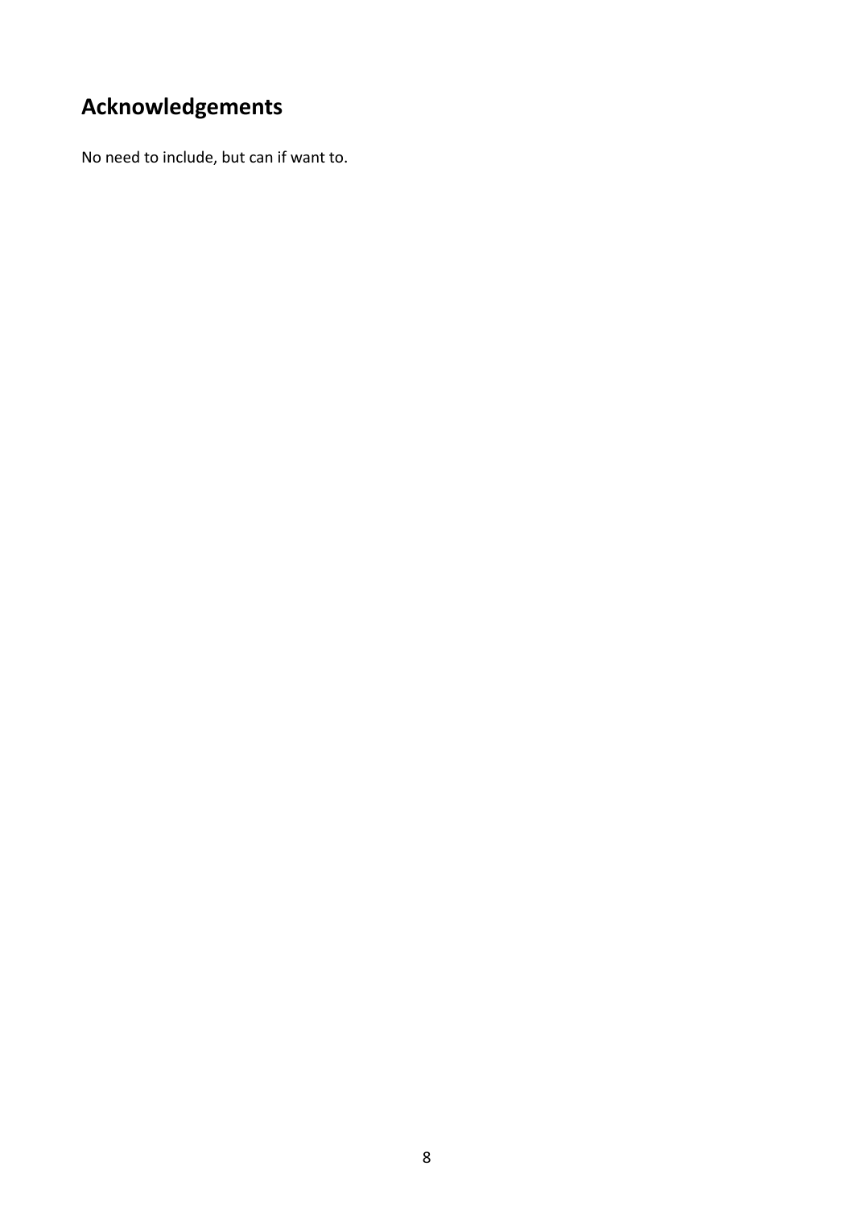## Acknowledgements

No need to include, but can if want to.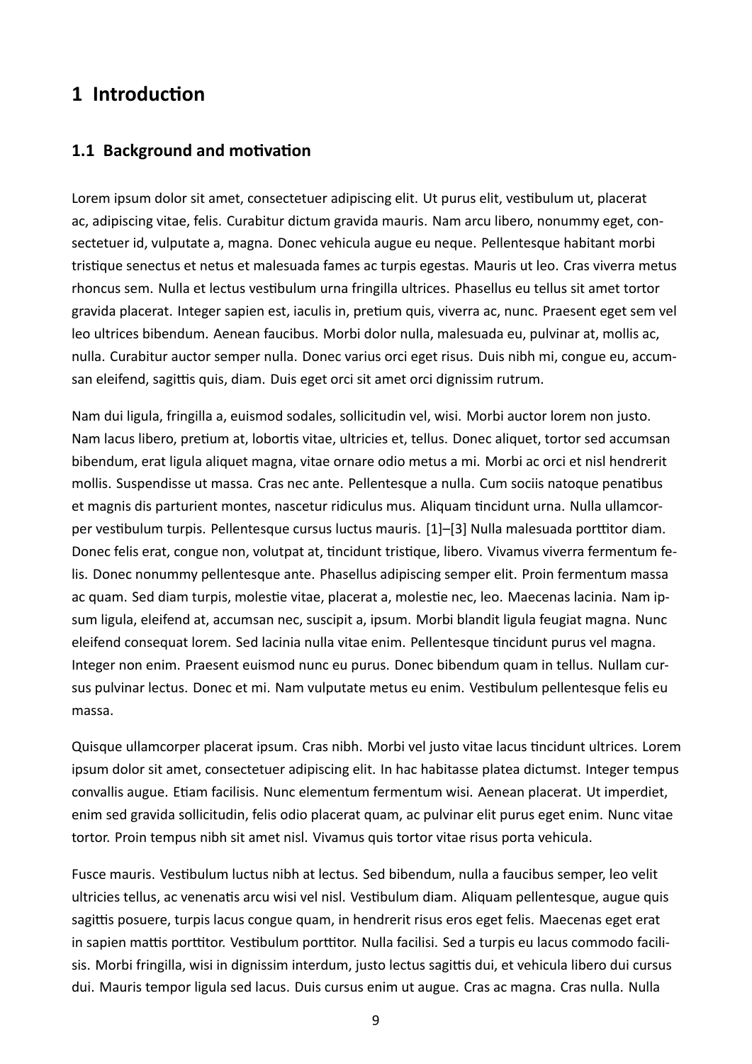# 1 Introduction

## 1.1 Background and motivation

Lorem ipsum dolor sit amet, consectetuer adipiscing elit. Ut purus elit, vestibulum ut, placerat ac, adipiscing vitae, felis. Curabitur dictum gravida mauris. Nam arcu libero, nonummy eget, consectetuer id, vulputate a, magna. Donec vehicula augue eu neque. Pellentesque habitant morbi tristique senectus et netus et malesuada fames ac turpis egestas. Mauris ut leo. Cras viverra metus rhoncus sem. Nulla et lectus vestibulum urna fringilla ultrices. Phasellus eu tellus sit amet tortor gravida placerat. Integer sapien est, iaculis in, pretium quis, viverra ac, nunc. Praesent eget sem vel leo ultrices bibendum. Aenean faucibus. Morbi dolor nulla, malesuada eu, pulvinar at, mollis ac, nulla. Curabitur auctor semper nulla. Donec varius orci eget risus. Duis nibh mi, congue eu, accumsan eleifend, sagittis quis, diam. Duis eget orci sit amet orci dignissim rutrum.

Nam dui ligula, fringilla a, euismod sodales, sollicitudin vel, wisi. Morbi auctor lorem non justo. Nam lacus libero, pretium at, lobortis vitae, ultricies et, tellus. Donec aliquet, tortor sed accumsan bibendum, erat ligula aliquet magna, vitae ornare odio metus a mi. Morbi ac orci et nisl hendrerit mollis. Suspendisse ut massa. Cras nec ante. Pellentesque a nulla. Cum sociis natoque penatibus et magnis dis parturient montes, nascetur ridiculus mus. Aliquam tincidunt urna. Nulla ullamcorper vestibulum turpis. Pellentesque cursus luctus mauris. [1]–[3] Nulla malesuada porttitor diam. Donec felis erat, congue non, volutpat at, tincidunt tristique, libero. Vivamus viverra fermentum felis. Donec nonummy pellentesque ante. Phasellus adipiscing semper elit. Proin fermentum massa ac quam. Sed diam turpis, molestie vitae, placerat a, molestie nec, leo. Maecenas lacinia. Nam ipsum ligula, eleifend at, accumsan nec, suscipit a, ipsum. Morbi blandit ligula feugiat magna. Nunc eleifend consequat lorem. Sed lacinia nulla vitae enim. Pellentesque tincidunt purus vel magna. Integer non enim. Praesent euismod nunc eu purus. Donec bibendum quam in tellus. Nullam cursus pulvinar lectus. Donec et mi. Nam vulputate metus eu enim. Vestibulum pellentesque felis eu massa.

Quisque ullamcorper placerat ipsum. Cras nibh. Morbi vel justo vitae lacus tincidunt ultrices. Lorem ipsum dolor sit amet, consectetuer adipiscing elit. In hac habitasse platea dictumst. Integer tempus convallis augue. Etiam facilisis. Nunc elementum fermentum wisi. Aenean placerat. Ut imperdiet, enim sed gravida sollicitudin, felis odio placerat quam, ac pulvinar elit purus eget enim. Nunc vitae tortor. Proin tempus nibh sit amet nisl. Vivamus quis tortor vitae risus porta vehicula.

Fusce mauris. Vestibulum luctus nibh at lectus. Sed bibendum, nulla a faucibus semper, leo velit ultricies tellus, ac venenatis arcu wisi vel nisl. Vestibulum diam. Aliquam pellentesque, augue quis sagittis posuere, turpis lacus congue quam, in hendrerit risus eros eget felis. Maecenas eget erat in sapien mattis porttitor. Vestibulum porttitor. Nulla facilisi. Sed a turpis eu lacus commodo facilisis. Morbi fringilla, wisi in dignissim interdum, justo lectus sagittis dui, et vehicula libero dui cursus dui. Mauris tempor ligula sed lacus. Duis cursus enim ut augue. Cras ac magna. Cras nulla. Nulla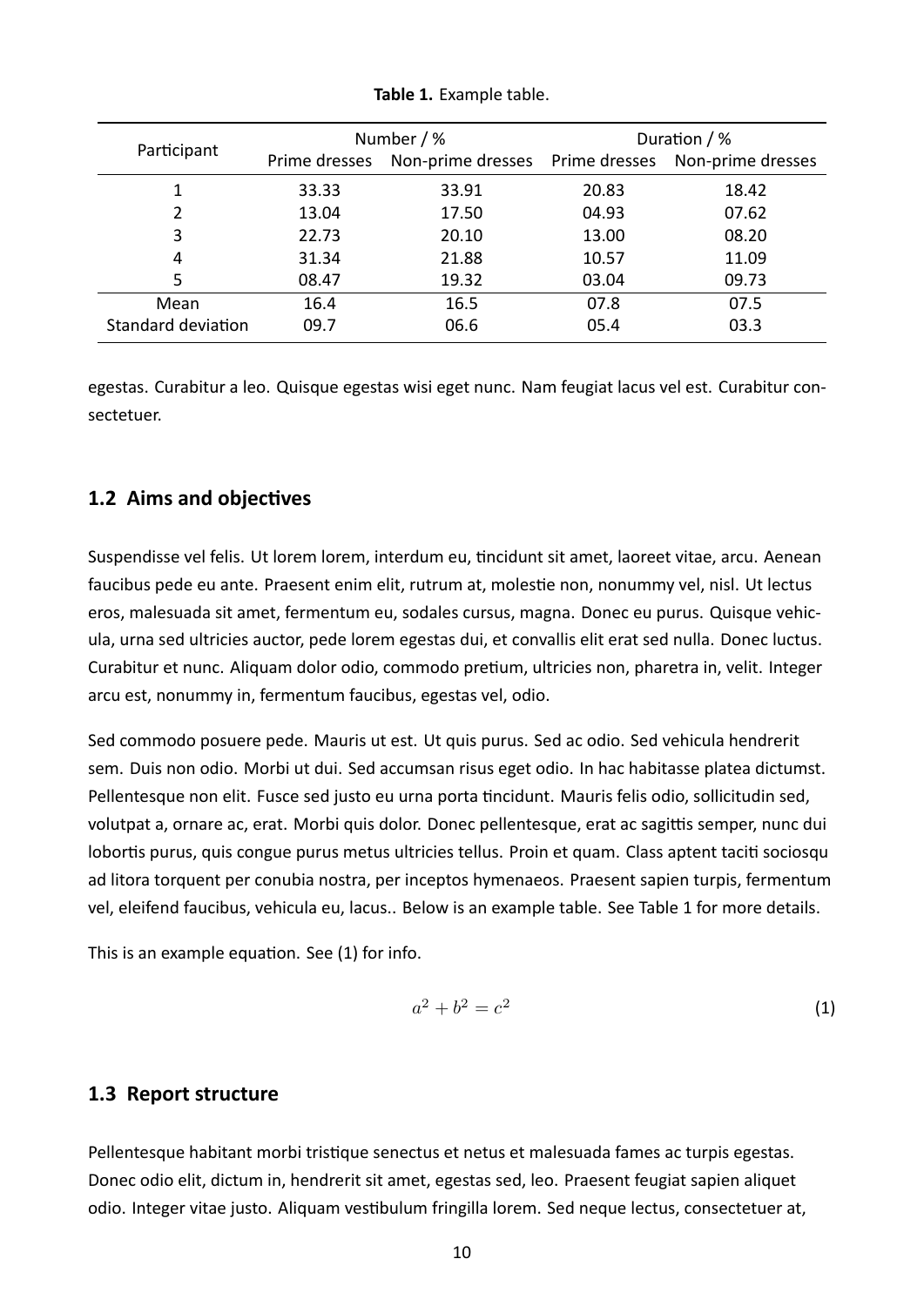**Table 1.** Example table.

| Participant | Number / % | | Duration / % | |
|---|---|---|---|---|
| | Prime dresses | Non-prime dresses | Prime dresses | Non-prime dresses |
| 1 | 33.33 | 33.91 | 20.83 | 18.42 |
| 2 | 13.04 | 17.50 | 04.93 | 07.62 |
| 3 | 22.73 | 20.10 | 13.00 | 08.20 |
| 4 | 31.34 | 21.88 | 10.57 | 11.09 |
| 5 | 08.47 | 19.32 | 03.04 | 09.73 |
| Mean | 16.4 | 16.5 | 07.8 | 07.5 |
| Standard deviation | 09.7 | 06.6 | 05.4 | 03.3 |

egestas. Curabitur a leo. Quisque egestas wisi eget nunc. Nam feugiat lacus vel est. Curabitur consectetuer.

## 1.2 Aims and objectives

Suspendisse vel felis. Ut lorem lorem, interdum eu, tincidunt sit amet, laoreet vitae, arcu. Aenean faucibus pede eu ante. Praesent enim elit, rutrum at, molestie non, nonummy vel, nisl. Ut lectus eros, malesuada sit amet, fermentum eu, sodales cursus, magna. Donec eu purus. Quisque vehicula, urna sed ultricies auctor, pede lorem egestas dui, et convallis elit erat sed nulla. Donec luctus. Curabitur et nunc. Aliquam dolor odio, commodo pretium, ultricies non, pharetra in, velit. Integer arcu est, nonummy in, fermentum faucibus, egestas vel, odio.

Sed commodo posuere pede. Mauris ut est. Ut quis purus. Sed ac odio. Sed vehicula hendrerit sem. Duis non odio. Morbi ut dui. Sed accumsan risus eget odio. In hac habitasse platea dictumst. Pellentesque non elit. Fusce sed justo eu urna porta tincidunt. Mauris felis odio, sollicitudin sed, volutpat a, ornare ac, erat. Morbi quis dolor. Donec pellentesque, erat ac sagittis semper, nunc dui lobortis purus, quis congue purus metus ultricies tellus. Proin et quam. Class aptent taciti sociosqu ad litora torquent per conubia nostra, per inceptos hymenaeos. Praesent sapien turpis, fermentum vel, eleifend faucibus, vehicula eu, lacus.. Below is an example table. See Table 1 for more details.

This is an example equation. See (1) for info.

$$a^2 + b^2 = c^2 \tag{1}$$

## 1.3 Report structure

Pellentesque habitant morbi tristique senectus et netus et malesuada fames ac turpis egestas. Donec odio elit, dictum in, hendrerit sit amet, egestas sed, leo. Praesent feugiat sapien aliquet odio. Integer vitae justo. Aliquam vestibulum fringilla lorem. Sed neque lectus, consectetuer at,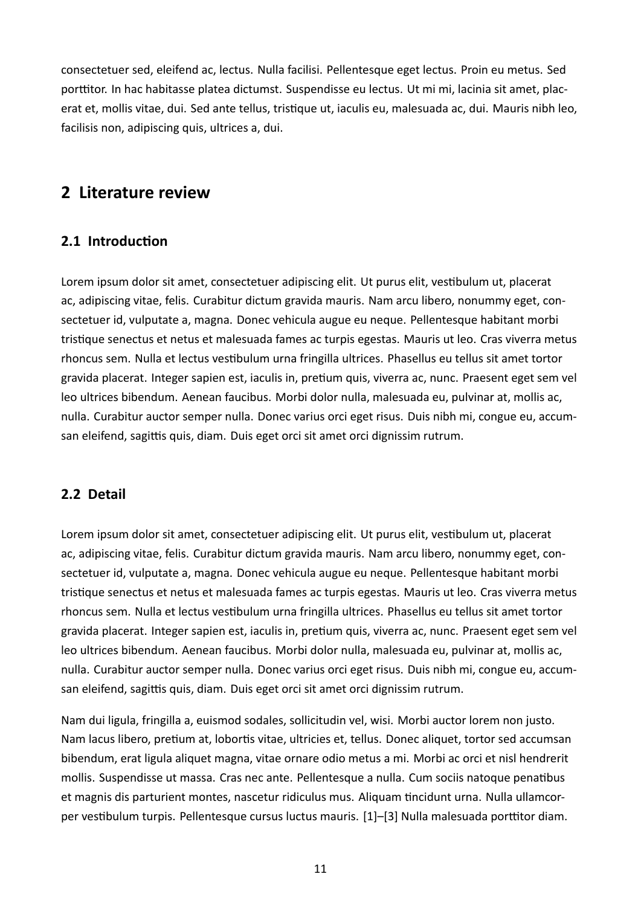consectetuer sed, eleifend ac, lectus. Nulla facilisi. Pellentesque eget lectus. Proin eu metus. Sed porttitor. In hac habitasse platea dictumst. Suspendisse eu lectus. Ut mi mi, lacinia sit amet, placerat et, mollis vitae, dui. Sed ante tellus, tristique ut, iaculis eu, malesuada ac, dui. Mauris nibh leo, facilisis non, adipiscing quis, ultrices a, dui.

# 2 Literature review

## 2.1 Introduction

Lorem ipsum dolor sit amet, consectetuer adipiscing elit. Ut purus elit, vestibulum ut, placerat ac, adipiscing vitae, felis. Curabitur dictum gravida mauris. Nam arcu libero, nonummy eget, consectetuer id, vulputate a, magna. Donec vehicula augue eu neque. Pellentesque habitant morbi tristique senectus et netus et malesuada fames ac turpis egestas. Mauris ut leo. Cras viverra metus rhoncus sem. Nulla et lectus vestibulum urna fringilla ultrices. Phasellus eu tellus sit amet tortor gravida placerat. Integer sapien est, iaculis in, pretium quis, viverra ac, nunc. Praesent eget sem vel leo ultrices bibendum. Aenean faucibus. Morbi dolor nulla, malesuada eu, pulvinar at, mollis ac, nulla. Curabitur auctor semper nulla. Donec varius orci eget risus. Duis nibh mi, congue eu, accumsan eleifend, sagittis quis, diam. Duis eget orci sit amet orci dignissim rutrum.

## 2.2 Detail

Lorem ipsum dolor sit amet, consectetuer adipiscing elit. Ut purus elit, vestibulum ut, placerat ac, adipiscing vitae, felis. Curabitur dictum gravida mauris. Nam arcu libero, nonummy eget, consectetuer id, vulputate a, magna. Donec vehicula augue eu neque. Pellentesque habitant morbi tristique senectus et netus et malesuada fames ac turpis egestas. Mauris ut leo. Cras viverra metus rhoncus sem. Nulla et lectus vestibulum urna fringilla ultrices. Phasellus eu tellus sit amet tortor gravida placerat. Integer sapien est, iaculis in, pretium quis, viverra ac, nunc. Praesent eget sem vel leo ultrices bibendum. Aenean faucibus. Morbi dolor nulla, malesuada eu, pulvinar at, mollis ac, nulla. Curabitur auctor semper nulla. Donec varius orci eget risus. Duis nibh mi, congue eu, accumsan eleifend, sagittis quis, diam. Duis eget orci sit amet orci dignissim rutrum.

Nam dui ligula, fringilla a, euismod sodales, sollicitudin vel, wisi. Morbi auctor lorem non justo. Nam lacus libero, pretium at, lobortis vitae, ultricies et, tellus. Donec aliquet, tortor sed accumsan bibendum, erat ligula aliquet magna, vitae ornare odio metus a mi. Morbi ac orci et nisl hendrerit mollis. Suspendisse ut massa. Cras nec ante. Pellentesque a nulla. Cum sociis natoque penatibus et magnis dis parturient montes, nascetur ridiculus mus. Aliquam tincidunt urna. Nulla ullamcorper vestibulum turpis. Pellentesque cursus luctus mauris. [1]–[3] Nulla malesuada porttitor diam.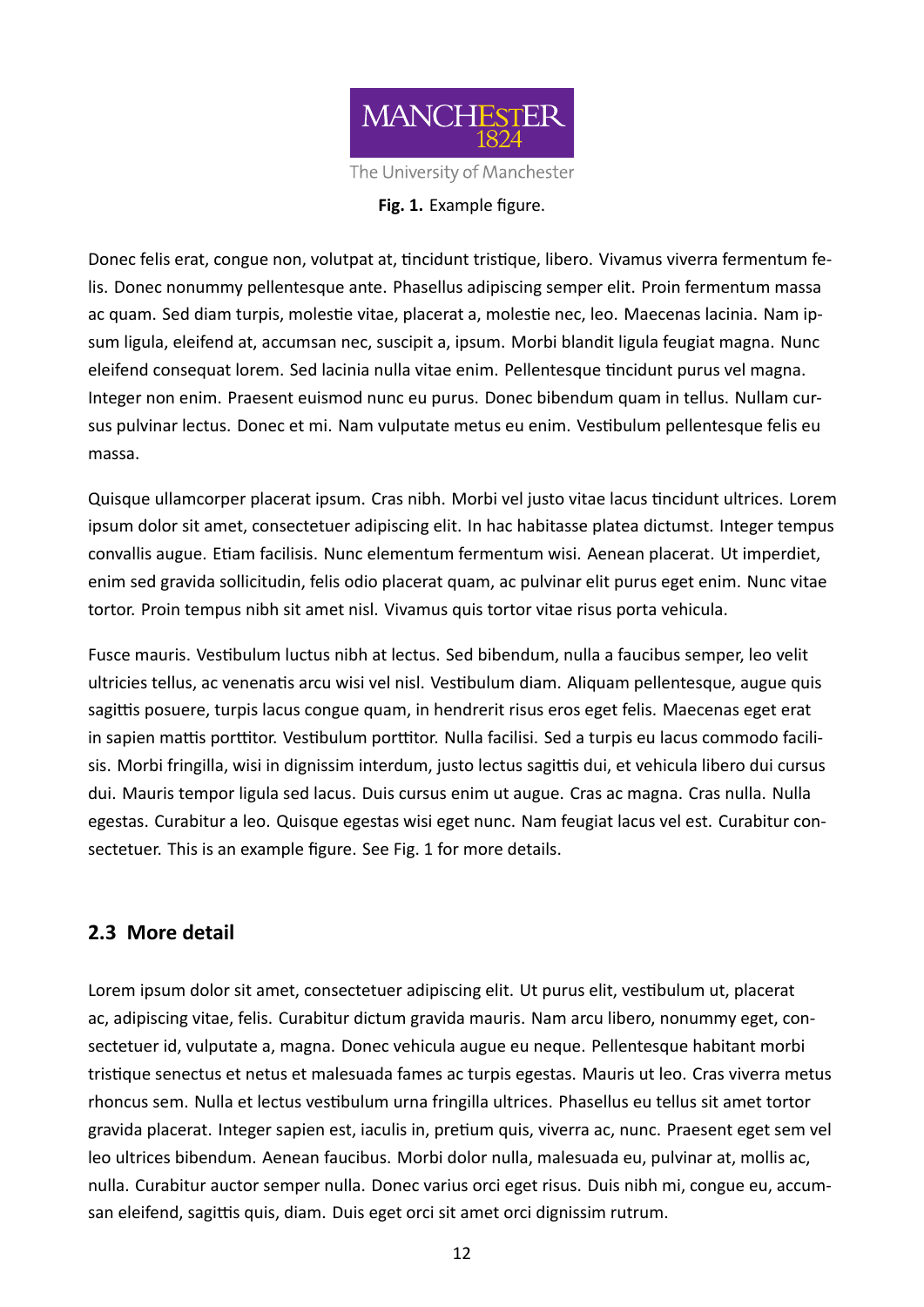**Fig. 1.** Example figure.

Donec felis erat, congue non, volutpat at, tincidunt tristique, libero. Vivamus viverra fermentum felis. Donec nonummy pellentesque ante. Phasellus adipiscing semper elit. Proin fermentum massa ac quam. Sed diam turpis, molestie vitae, placerat a, molestie nec, leo. Maecenas lacinia. Nam ipsum ligula, eleifend at, accumsan nec, suscipit a, ipsum. Morbi blandit ligula feugiat magna. Nunc eleifend consequat lorem. Sed lacinia nulla vitae enim. Pellentesque tincidunt purus vel magna. Integer non enim. Praesent euismod nunc eu purus. Donec bibendum quam in tellus. Nullam cursus pulvinar lectus. Donec et mi. Nam vulputate metus eu enim. Vestibulum pellentesque felis eu massa.

Quisque ullamcorper placerat ipsum. Cras nibh. Morbi vel justo vitae lacus tincidunt ultrices. Lorem ipsum dolor sit amet, consectetuer adipiscing elit. In hac habitasse platea dictumst. Integer tempus convallis augue. Etiam facilisis. Nunc elementum fermentum wisi. Aenean placerat. Ut imperdiet, enim sed gravida sollicitudin, felis odio placerat quam, ac pulvinar elit purus eget enim. Nunc vitae tortor. Proin tempus nibh sit amet nisl. Vivamus quis tortor vitae risus porta vehicula.

Fusce mauris. Vestibulum luctus nibh at lectus. Sed bibendum, nulla a faucibus semper, leo velit ultricies tellus, ac venenatis arcu wisi vel nisl. Vestibulum diam. Aliquam pellentesque, augue quis sagittis posuere, turpis lacus congue quam, in hendrerit risus eros eget felis. Maecenas eget erat in sapien mattis porttitor. Vestibulum porttitor. Nulla facilisi. Sed a turpis eu lacus commodo facilisis. Morbi fringilla, wisi in dignissim interdum, justo lectus sagittis dui, et vehicula libero dui cursus dui. Mauris tempor ligula sed lacus. Duis cursus enim ut augue. Cras ac magna. Cras nulla. Nulla egestas. Curabitur a leo. Quisque egestas wisi eget nunc. Nam feugiat lacus vel est. Curabitur consectetuer. This is an example figure. See Fig. 1 for more details.

### 2.3 More detail

Lorem ipsum dolor sit amet, consectetuer adipiscing elit. Ut purus elit, vestibulum ut, placerat ac, adipiscing vitae, felis. Curabitur dictum gravida mauris. Nam arcu libero, nonummy eget, consectetuer id, vulputate a, magna. Donec vehicula augue eu neque. Pellentesque habitant morbi tristique senectus et netus et malesuada fames ac turpis egestas. Mauris ut leo. Cras viverra metus rhoncus sem. Nulla et lectus vestibulum urna fringilla ultrices. Phasellus eu tellus sit amet tortor gravida placerat. Integer sapien est, iaculis in, pretium quis, viverra ac, nunc. Praesent eget sem vel leo ultrices bibendum. Aenean faucibus. Morbi dolor nulla, malesuada eu, pulvinar at, mollis ac, nulla. Curabitur auctor semper nulla. Donec varius orci eget risus. Duis nibh mi, congue eu, accumsan eleifend, sagittis quis, diam. Duis eget orci sit amet orci dignissim rutrum.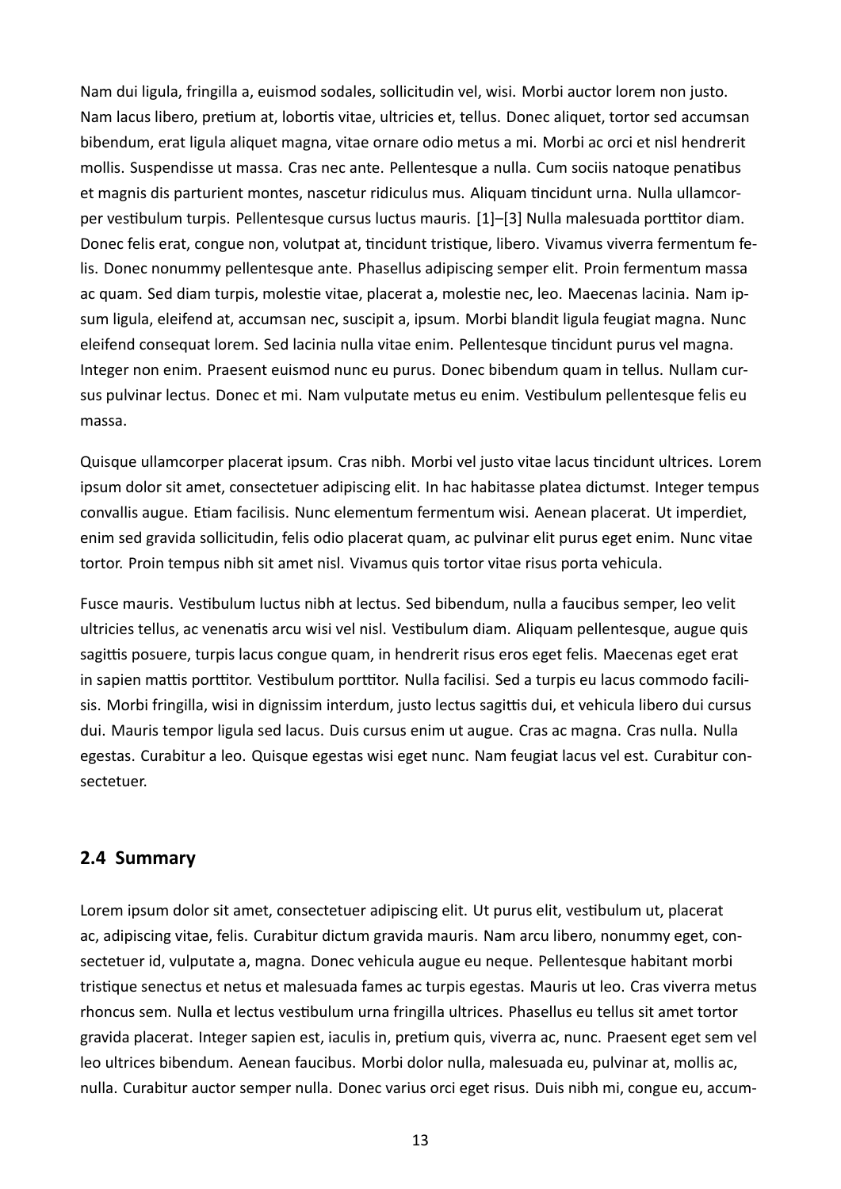Nam dui ligula, fringilla a, euismod sodales, sollicitudin vel, wisi. Morbi auctor lorem non justo. Nam lacus libero, pretium at, lobortis vitae, ultricies et, tellus. Donec aliquet, tortor sed accumsan bibendum, erat ligula aliquet magna, vitae ornare odio metus a mi. Morbi ac orci et nisl hendrerit mollis. Suspendisse ut massa. Cras nec ante. Pellentesque a nulla. Cum sociis natoque penatibus et magnis dis parturient montes, nascetur ridiculus mus. Aliquam tincidunt urna. Nulla ullamcorper vestibulum turpis. Pellentesque cursus luctus mauris. [1]–[3] Nulla malesuada porttitor diam. Donec felis erat, congue non, volutpat at, tincidunt tristique, libero. Vivamus viverra fermentum felis. Donec nonummy pellentesque ante. Phasellus adipiscing semper elit. Proin fermentum massa ac quam. Sed diam turpis, molestie vitae, placerat a, molestie nec, leo. Maecenas lacinia. Nam ipsum ligula, eleifend at, accumsan nec, suscipit a, ipsum. Morbi blandit ligula feugiat magna. Nunc eleifend consequat lorem. Sed lacinia nulla vitae enim. Pellentesque tincidunt purus vel magna. Integer non enim. Praesent euismod nunc eu purus. Donec bibendum quam in tellus. Nullam cursus pulvinar lectus. Donec et mi. Nam vulputate metus eu enim. Vestibulum pellentesque felis eu massa.

Quisque ullamcorper placerat ipsum. Cras nibh. Morbi vel justo vitae lacus tincidunt ultrices. Lorem ipsum dolor sit amet, consectetuer adipiscing elit. In hac habitasse platea dictumst. Integer tempus convallis augue. Etiam facilisis. Nunc elementum fermentum wisi. Aenean placerat. Ut imperdiet, enim sed gravida sollicitudin, felis odio placerat quam, ac pulvinar elit purus eget enim. Nunc vitae tortor. Proin tempus nibh sit amet nisl. Vivamus quis tortor vitae risus porta vehicula.

Fusce mauris. Vestibulum luctus nibh at lectus. Sed bibendum, nulla a faucibus semper, leo velit ultricies tellus, ac venenatis arcu wisi vel nisl. Vestibulum diam. Aliquam pellentesque, augue quis sagittis posuere, turpis lacus congue quam, in hendrerit risus eros eget felis. Maecenas eget erat in sapien mattis porttitor. Vestibulum porttitor. Nulla facilisi. Sed a turpis eu lacus commodo facilisis. Morbi fringilla, wisi in dignissim interdum, justo lectus sagittis dui, et vehicula libero dui cursus dui. Mauris tempor ligula sed lacus. Duis cursus enim ut augue. Cras ac magna. Cras nulla. Nulla egestas. Curabitur a leo. Quisque egestas wisi eget nunc. Nam feugiat lacus vel est. Curabitur consectetuer.

## 2.4 Summary

Lorem ipsum dolor sit amet, consectetuer adipiscing elit. Ut purus elit, vestibulum ut, placerat ac, adipiscing vitae, felis. Curabitur dictum gravida mauris. Nam arcu libero, nonummy eget, consectetuer id, vulputate a, magna. Donec vehicula augue eu neque. Pellentesque habitant morbi tristique senectus et netus et malesuada fames ac turpis egestas. Mauris ut leo. Cras viverra metus rhoncus sem. Nulla et lectus vestibulum urna fringilla ultrices. Phasellus eu tellus sit amet tortor gravida placerat. Integer sapien est, iaculis in, pretium quis, viverra ac, nunc. Praesent eget sem vel leo ultrices bibendum. Aenean faucibus. Morbi dolor nulla, malesuada eu, pulvinar at, mollis ac, nulla. Curabitur auctor semper nulla. Donec varius orci eget risus. Duis nibh mi, congue eu, accum-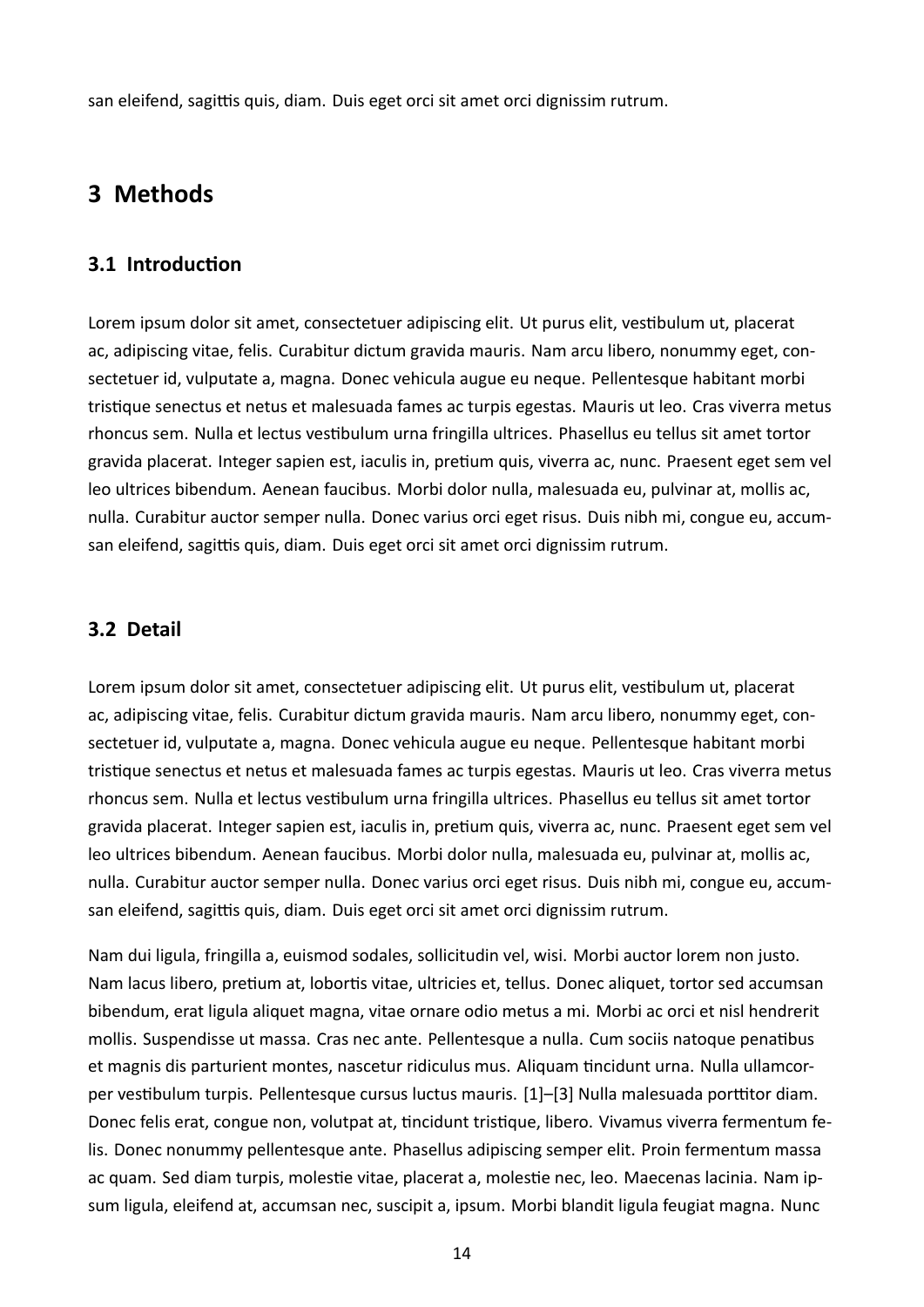san eleifend, sagittis quis, diam. Duis eget orci sit amet orci dignissim rutrum.

# 3 Methods

## 3.1 Introduction

Lorem ipsum dolor sit amet, consectetuer adipiscing elit. Ut purus elit, vestibulum ut, placerat ac, adipiscing vitae, felis. Curabitur dictum gravida mauris. Nam arcu libero, nonummy eget, consectetuer id, vulputate a, magna. Donec vehicula augue eu neque. Pellentesque habitant morbi tristique senectus et netus et malesuada fames ac turpis egestas. Mauris ut leo. Cras viverra metus rhoncus sem. Nulla et lectus vestibulum urna fringilla ultrices. Phasellus eu tellus sit amet tortor gravida placerat. Integer sapien est, iaculis in, pretium quis, viverra ac, nunc. Praesent eget sem vel leo ultrices bibendum. Aenean faucibus. Morbi dolor nulla, malesuada eu, pulvinar at, mollis ac, nulla. Curabitur auctor semper nulla. Donec varius orci eget risus. Duis nibh mi, congue eu, accumsan eleifend, sagittis quis, diam. Duis eget orci sit amet orci dignissim rutrum.

## 3.2 Detail

Lorem ipsum dolor sit amet, consectetuer adipiscing elit. Ut purus elit, vestibulum ut, placerat ac, adipiscing vitae, felis. Curabitur dictum gravida mauris. Nam arcu libero, nonummy eget, consectetuer id, vulputate a, magna. Donec vehicula augue eu neque. Pellentesque habitant morbi tristique senectus et netus et malesuada fames ac turpis egestas. Mauris ut leo. Cras viverra metus rhoncus sem. Nulla et lectus vestibulum urna fringilla ultrices. Phasellus eu tellus sit amet tortor gravida placerat. Integer sapien est, iaculis in, pretium quis, viverra ac, nunc. Praesent eget sem vel leo ultrices bibendum. Aenean faucibus. Morbi dolor nulla, malesuada eu, pulvinar at, mollis ac, nulla. Curabitur auctor semper nulla. Donec varius orci eget risus. Duis nibh mi, congue eu, accumsan eleifend, sagittis quis, diam. Duis eget orci sit amet orci dignissim rutrum.

Nam dui ligula, fringilla a, euismod sodales, sollicitudin vel, wisi. Morbi auctor lorem non justo. Nam lacus libero, pretium at, lobortis vitae, ultricies et, tellus. Donec aliquet, tortor sed accumsan bibendum, erat ligula aliquet magna, vitae ornare odio metus a mi. Morbi ac orci et nisl hendrerit mollis. Suspendisse ut massa. Cras nec ante. Pellentesque a nulla. Cum sociis natoque penatibus et magnis dis parturient montes, nascetur ridiculus mus. Aliquam tincidunt urna. Nulla ullamcorper vestibulum turpis. Pellentesque cursus luctus mauris. [1]–[3] Nulla malesuada porttitor diam. Donec felis erat, congue non, volutpat at, tincidunt tristique, libero. Vivamus viverra fermentum felis. Donec nonummy pellentesque ante. Phasellus adipiscing semper elit. Proin fermentum massa ac quam. Sed diam turpis, molestie vitae, placerat a, molestie nec, leo. Maecenas lacinia. Nam ipsum ligula, eleifend at, accumsan nec, suscipit a, ipsum. Morbi blandit ligula feugiat magna. Nunc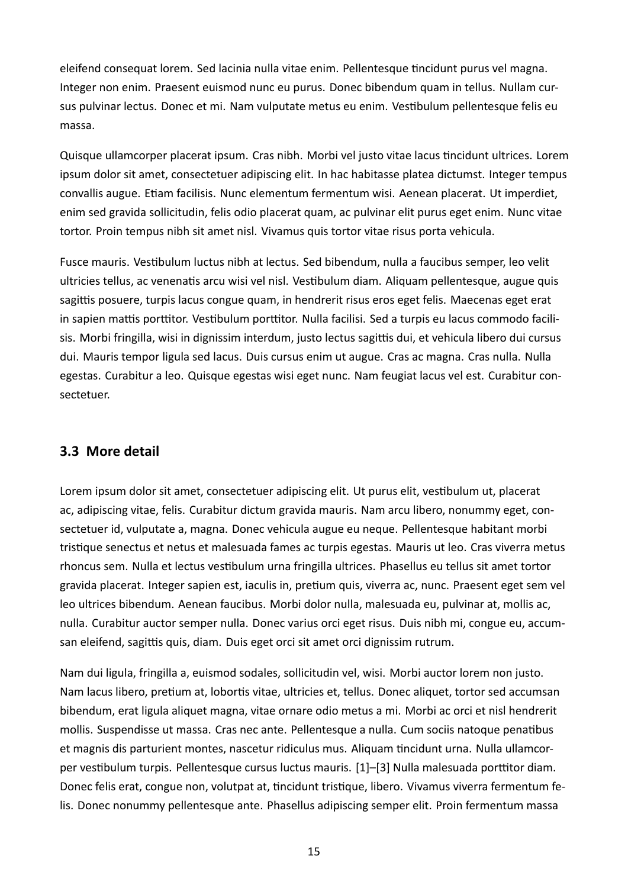eleifend consequat lorem. Sed lacinia nulla vitae enim. Pellentesque tincidunt purus vel magna. Integer non enim. Praesent euismod nunc eu purus. Donec bibendum quam in tellus. Nullam cursus pulvinar lectus. Donec et mi. Nam vulputate metus eu enim. Vestibulum pellentesque felis eu massa.

Quisque ullamcorper placerat ipsum. Cras nibh. Morbi vel justo vitae lacus tincidunt ultrices. Lorem ipsum dolor sit amet, consectetuer adipiscing elit. In hac habitasse platea dictumst. Integer tempus convallis augue. Etiam facilisis. Nunc elementum fermentum wisi. Aenean placerat. Ut imperdiet, enim sed gravida sollicitudin, felis odio placerat quam, ac pulvinar elit purus eget enim. Nunc vitae tortor. Proin tempus nibh sit amet nisl. Vivamus quis tortor vitae risus porta vehicula.

Fusce mauris. Vestibulum luctus nibh at lectus. Sed bibendum, nulla a faucibus semper, leo velit ultricies tellus, ac venenatis arcu wisi vel nisl. Vestibulum diam. Aliquam pellentesque, augue quis sagittis posuere, turpis lacus congue quam, in hendrerit risus eros eget felis. Maecenas eget erat in sapien mattis porttitor. Vestibulum porttitor. Nulla facilisi. Sed a turpis eu lacus commodo facilisis. Morbi fringilla, wisi in dignissim interdum, justo lectus sagittis dui, et vehicula libero dui cursus dui. Mauris tempor ligula sed lacus. Duis cursus enim ut augue. Cras ac magna. Cras nulla. Nulla egestas. Curabitur a leo. Quisque egestas wisi eget nunc. Nam feugiat lacus vel est. Curabitur consectetuer.

## 3.3 More detail

Lorem ipsum dolor sit amet, consectetuer adipiscing elit. Ut purus elit, vestibulum ut, placerat ac, adipiscing vitae, felis. Curabitur dictum gravida mauris. Nam arcu libero, nonummy eget, consectetuer id, vulputate a, magna. Donec vehicula augue eu neque. Pellentesque habitant morbi tristique senectus et netus et malesuada fames ac turpis egestas. Mauris ut leo. Cras viverra metus rhoncus sem. Nulla et lectus vestibulum urna fringilla ultrices. Phasellus eu tellus sit amet tortor gravida placerat. Integer sapien est, iaculis in, pretium quis, viverra ac, nunc. Praesent eget sem vel leo ultrices bibendum. Aenean faucibus. Morbi dolor nulla, malesuada eu, pulvinar at, mollis ac, nulla. Curabitur auctor semper nulla. Donec varius orci eget risus. Duis nibh mi, congue eu, accumsan eleifend, sagittis quis, diam. Duis eget orci sit amet orci dignissim rutrum.

Nam dui ligula, fringilla a, euismod sodales, sollicitudin vel, wisi. Morbi auctor lorem non justo. Nam lacus libero, pretium at, lobortis vitae, ultricies et, tellus. Donec aliquet, tortor sed accumsan bibendum, erat ligula aliquet magna, vitae ornare odio metus a mi. Morbi ac orci et nisl hendrerit mollis. Suspendisse ut massa. Cras nec ante. Pellentesque a nulla. Cum sociis natoque penatibus et magnis dis parturient montes, nascetur ridiculus mus. Aliquam tincidunt urna. Nulla ullamcorper vestibulum turpis. Pellentesque cursus luctus mauris. [1]–[3] Nulla malesuada porttitor diam. Donec felis erat, congue non, volutpat at, tincidunt tristique, libero. Vivamus viverra fermentum felis. Donec nonummy pellentesque ante. Phasellus adipiscing semper elit. Proin fermentum massa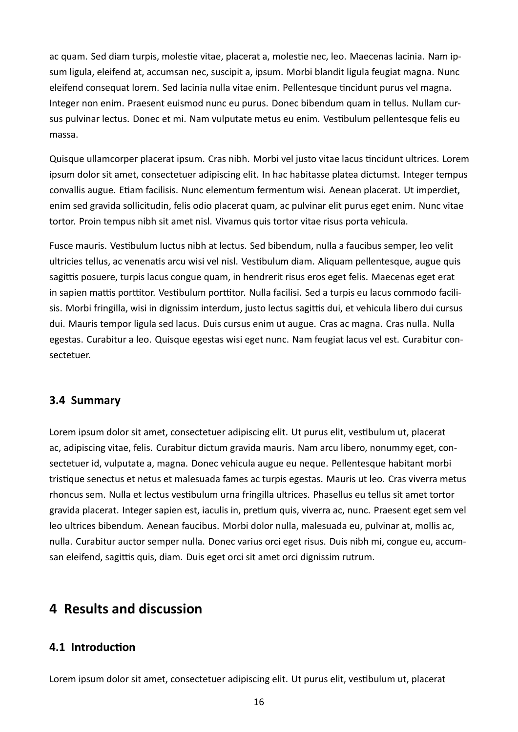ac quam. Sed diam turpis, molestie vitae, placerat a, molestie nec, leo. Maecenas lacinia. Nam ipsum ligula, eleifend at, accumsan nec, suscipit a, ipsum. Morbi blandit ligula feugiat magna. Nunc eleifend consequat lorem. Sed lacinia nulla vitae enim. Pellentesque tincidunt purus vel magna. Integer non enim. Praesent euismod nunc eu purus. Donec bibendum quam in tellus. Nullam cursus pulvinar lectus. Donec et mi. Nam vulputate metus eu enim. Vestibulum pellentesque felis eu massa.

Quisque ullamcorper placerat ipsum. Cras nibh. Morbi vel justo vitae lacus tincidunt ultrices. Lorem ipsum dolor sit amet, consectetuer adipiscing elit. In hac habitasse platea dictumst. Integer tempus convallis augue. Etiam facilisis. Nunc elementum fermentum wisi. Aenean placerat. Ut imperdiet, enim sed gravida sollicitudin, felis odio placerat quam, ac pulvinar elit purus eget enim. Nunc vitae tortor. Proin tempus nibh sit amet nisl. Vivamus quis tortor vitae risus porta vehicula.

Fusce mauris. Vestibulum luctus nibh at lectus. Sed bibendum, nulla a faucibus semper, leo velit ultricies tellus, ac venenatis arcu wisi vel nisl. Vestibulum diam. Aliquam pellentesque, augue quis sagittis posuere, turpis lacus congue quam, in hendrerit risus eros eget felis. Maecenas eget erat in sapien mattis porttitor. Vestibulum porttitor. Nulla facilisi. Sed a turpis eu lacus commodo facilisis. Morbi fringilla, wisi in dignissim interdum, justo lectus sagittis dui, et vehicula libero dui cursus dui. Mauris tempor ligula sed lacus. Duis cursus enim ut augue. Cras ac magna. Cras nulla. Nulla egestas. Curabitur a leo. Quisque egestas wisi eget nunc. Nam feugiat lacus vel est. Curabitur consectetuer.

### 3.4 Summary

Lorem ipsum dolor sit amet, consectetuer adipiscing elit. Ut purus elit, vestibulum ut, placerat ac, adipiscing vitae, felis. Curabitur dictum gravida mauris. Nam arcu libero, nonummy eget, consectetuer id, vulputate a, magna. Donec vehicula augue eu neque. Pellentesque habitant morbi tristique senectus et netus et malesuada fames ac turpis egestas. Mauris ut leo. Cras viverra metus rhoncus sem. Nulla et lectus vestibulum urna fringilla ultrices. Phasellus eu tellus sit amet tortor gravida placerat. Integer sapien est, iaculis in, pretium quis, viverra ac, nunc. Praesent eget sem vel leo ultrices bibendum. Aenean faucibus. Morbi dolor nulla, malesuada eu, pulvinar at, mollis ac, nulla. Curabitur auctor semper nulla. Donec varius orci eget risus. Duis nibh mi, congue eu, accumsan eleifend, sagittis quis, diam. Duis eget orci sit amet orci dignissim rutrum.

## 4 Results and discussion

### 4.1 Introduction

Lorem ipsum dolor sit amet, consectetuer adipiscing elit. Ut purus elit, vestibulum ut, placerat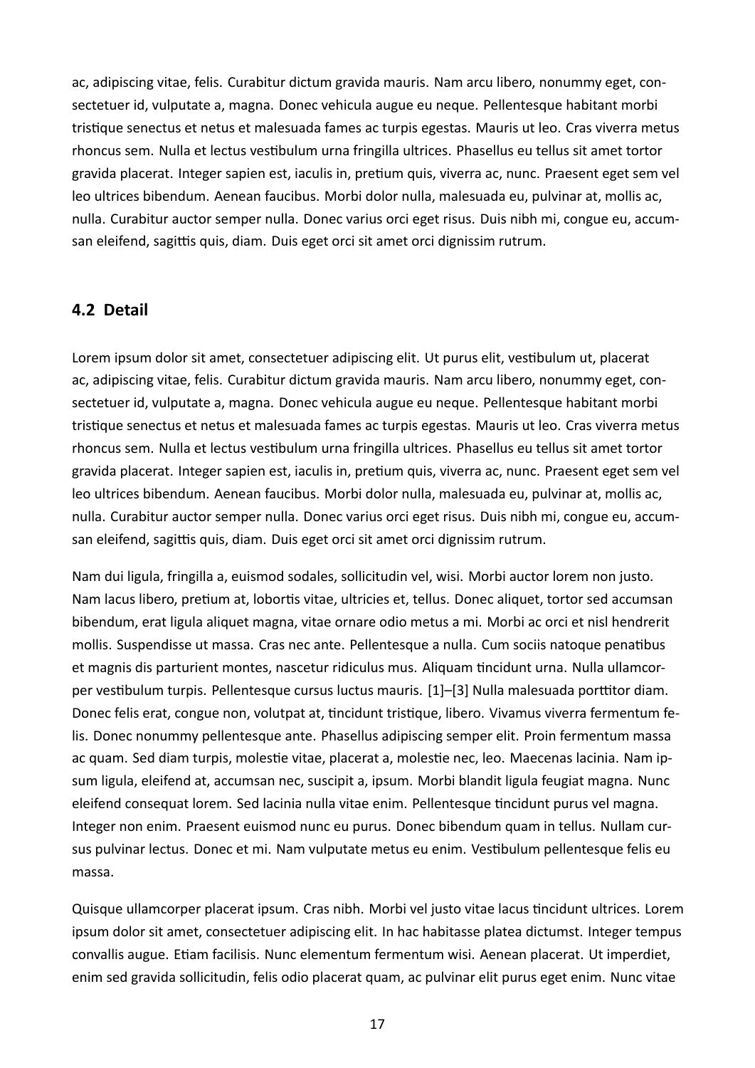ac, adipiscing vitae, felis. Curabitur dictum gravida mauris. Nam arcu libero, nonummy eget, consectetuer id, vulputate a, magna. Donec vehicula augue eu neque. Pellentesque habitant morbi tristique senectus et netus et malesuada fames ac turpis egestas. Mauris ut leo. Cras viverra metus rhoncus sem. Nulla et lectus vestibulum urna fringilla ultrices. Phasellus eu tellus sit amet tortor gravida placerat. Integer sapien est, iaculis in, pretium quis, viverra ac, nunc. Praesent eget sem vel leo ultrices bibendum. Aenean faucibus. Morbi dolor nulla, malesuada eu, pulvinar at, mollis ac, nulla. Curabitur auctor semper nulla. Donec varius orci eget risus. Duis nibh mi, congue eu, accumsan eleifend, sagittis quis, diam. Duis eget orci sit amet orci dignissim rutrum.

## 4.2 Detail

Lorem ipsum dolor sit amet, consectetuer adipiscing elit. Ut purus elit, vestibulum ut, placerat ac, adipiscing vitae, felis. Curabitur dictum gravida mauris. Nam arcu libero, nonummy eget, consectetuer id, vulputate a, magna. Donec vehicula augue eu neque. Pellentesque habitant morbi tristique senectus et netus et malesuada fames ac turpis egestas. Mauris ut leo. Cras viverra metus rhoncus sem. Nulla et lectus vestibulum urna fringilla ultrices. Phasellus eu tellus sit amet tortor gravida placerat. Integer sapien est, iaculis in, pretium quis, viverra ac, nunc. Praesent eget sem vel leo ultrices bibendum. Aenean faucibus. Morbi dolor nulla, malesuada eu, pulvinar at, mollis ac, nulla. Curabitur auctor semper nulla. Donec varius orci eget risus. Duis nibh mi, congue eu, accumsan eleifend, sagittis quis, diam. Duis eget orci sit amet orci dignissim rutrum.

Nam dui ligula, fringilla a, euismod sodales, sollicitudin vel, wisi. Morbi auctor lorem non justo. Nam lacus libero, pretium at, lobortis vitae, ultricies et, tellus. Donec aliquet, tortor sed accumsan bibendum, erat ligula aliquet magna, vitae ornare odio metus a mi. Morbi ac orci et nisl hendrerit mollis. Suspendisse ut massa. Cras nec ante. Pellentesque a nulla. Cum sociis natoque penatibus et magnis dis parturient montes, nascetur ridiculus mus. Aliquam tincidunt urna. Nulla ullamcorper vestibulum turpis. Pellentesque cursus luctus mauris. [1]–[3] Nulla malesuada porttitor diam. Donec felis erat, congue non, volutpat at, tincidunt tristique, libero. Vivamus viverra fermentum felis. Donec nonummy pellentesque ante. Phasellus adipiscing semper elit. Proin fermentum massa ac quam. Sed diam turpis, molestie vitae, placerat a, molestie nec, leo. Maecenas lacinia. Nam ipsum ligula, eleifend at, accumsan nec, suscipit a, ipsum. Morbi blandit ligula feugiat magna. Nunc eleifend consequat lorem. Sed lacinia nulla vitae enim. Pellentesque tincidunt purus vel magna. Integer non enim. Praesent euismod nunc eu purus. Donec bibendum quam in tellus. Nullam cursus pulvinar lectus. Donec et mi. Nam vulputate metus eu enim. Vestibulum pellentesque felis eu massa.

Quisque ullamcorper placerat ipsum. Cras nibh. Morbi vel justo vitae lacus tincidunt ultrices. Lorem ipsum dolor sit amet, consectetuer adipiscing elit. In hac habitasse platea dictumst. Integer tempus convallis augue. Etiam facilisis. Nunc elementum fermentum wisi. Aenean placerat. Ut imperdiet, enim sed gravida sollicitudin, felis odio placerat quam, ac pulvinar elit purus eget enim. Nunc vitae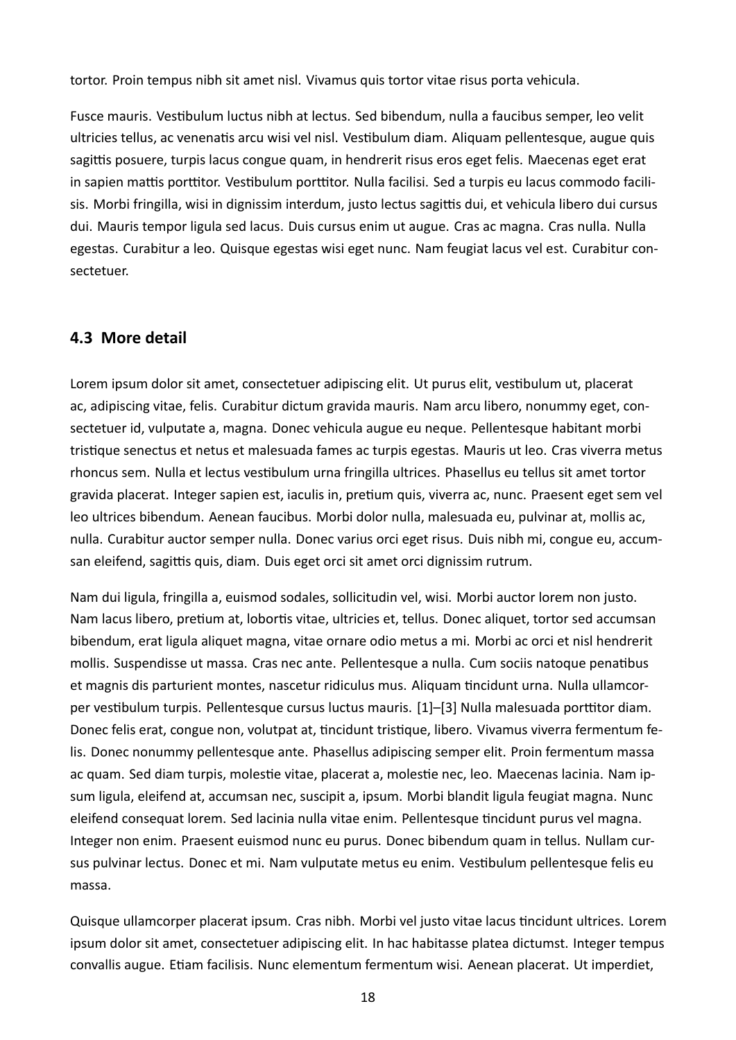tortor. Proin tempus nibh sit amet nisl. Vivamus quis tortor vitae risus porta vehicula.

Fusce mauris. Vestibulum luctus nibh at lectus. Sed bibendum, nulla a faucibus semper, leo velit ultricies tellus, ac venenatis arcu wisi vel nisl. Vestibulum diam. Aliquam pellentesque, augue quis sagittis posuere, turpis lacus congue quam, in hendrerit risus eros eget felis. Maecenas eget erat in sapien mattis porttitor. Vestibulum porttitor. Nulla facilisi. Sed a turpis eu lacus commodo facilisis. Morbi fringilla, wisi in dignissim interdum, justo lectus sagittis dui, et vehicula libero dui cursus dui. Mauris tempor ligula sed lacus. Duis cursus enim ut augue. Cras ac magna. Cras nulla. Nulla egestas. Curabitur a leo. Quisque egestas wisi eget nunc. Nam feugiat lacus vel est. Curabitur consectetuer.

## 4.3 More detail

Lorem ipsum dolor sit amet, consectetuer adipiscing elit. Ut purus elit, vestibulum ut, placerat ac, adipiscing vitae, felis. Curabitur dictum gravida mauris. Nam arcu libero, nonummy eget, consectetuer id, vulputate a, magna. Donec vehicula augue eu neque. Pellentesque habitant morbi tristique senectus et netus et malesuada fames ac turpis egestas. Mauris ut leo. Cras viverra metus rhoncus sem. Nulla et lectus vestibulum urna fringilla ultrices. Phasellus eu tellus sit amet tortor gravida placerat. Integer sapien est, iaculis in, pretium quis, viverra ac, nunc. Praesent eget sem vel leo ultrices bibendum. Aenean faucibus. Morbi dolor nulla, malesuada eu, pulvinar at, mollis ac, nulla. Curabitur auctor semper nulla. Donec varius orci eget risus. Duis nibh mi, congue eu, accumsan eleifend, sagittis quis, diam. Duis eget orci sit amet orci dignissim rutrum.

Nam dui ligula, fringilla a, euismod sodales, sollicitudin vel, wisi. Morbi auctor lorem non justo. Nam lacus libero, pretium at, lobortis vitae, ultricies et, tellus. Donec aliquet, tortor sed accumsan bibendum, erat ligula aliquet magna, vitae ornare odio metus a mi. Morbi ac orci et nisl hendrerit mollis. Suspendisse ut massa. Cras nec ante. Pellentesque a nulla. Cum sociis natoque penatibus et magnis dis parturient montes, nascetur ridiculus mus. Aliquam tincidunt urna. Nulla ullamcorper vestibulum turpis. Pellentesque cursus luctus mauris. [1]–[3] Nulla malesuada porttitor diam. Donec felis erat, congue non, volutpat at, tincidunt tristique, libero. Vivamus viverra fermentum felis. Donec nonummy pellentesque ante. Phasellus adipiscing semper elit. Proin fermentum massa ac quam. Sed diam turpis, molestie vitae, placerat a, molestie nec, leo. Maecenas lacinia. Nam ipsum ligula, eleifend at, accumsan nec, suscipit a, ipsum. Morbi blandit ligula feugiat magna. Nunc eleifend consequat lorem. Sed lacinia nulla vitae enim. Pellentesque tincidunt purus vel magna. Integer non enim. Praesent euismod nunc eu purus. Donec bibendum quam in tellus. Nullam cursus pulvinar lectus. Donec et mi. Nam vulputate metus eu enim. Vestibulum pellentesque felis eu massa.

Quisque ullamcorper placerat ipsum. Cras nibh. Morbi vel justo vitae lacus tincidunt ultrices. Lorem ipsum dolor sit amet, consectetuer adipiscing elit. In hac habitasse platea dictumst. Integer tempus convallis augue. Etiam facilisis. Nunc elementum fermentum wisi. Aenean placerat. Ut imperdiet,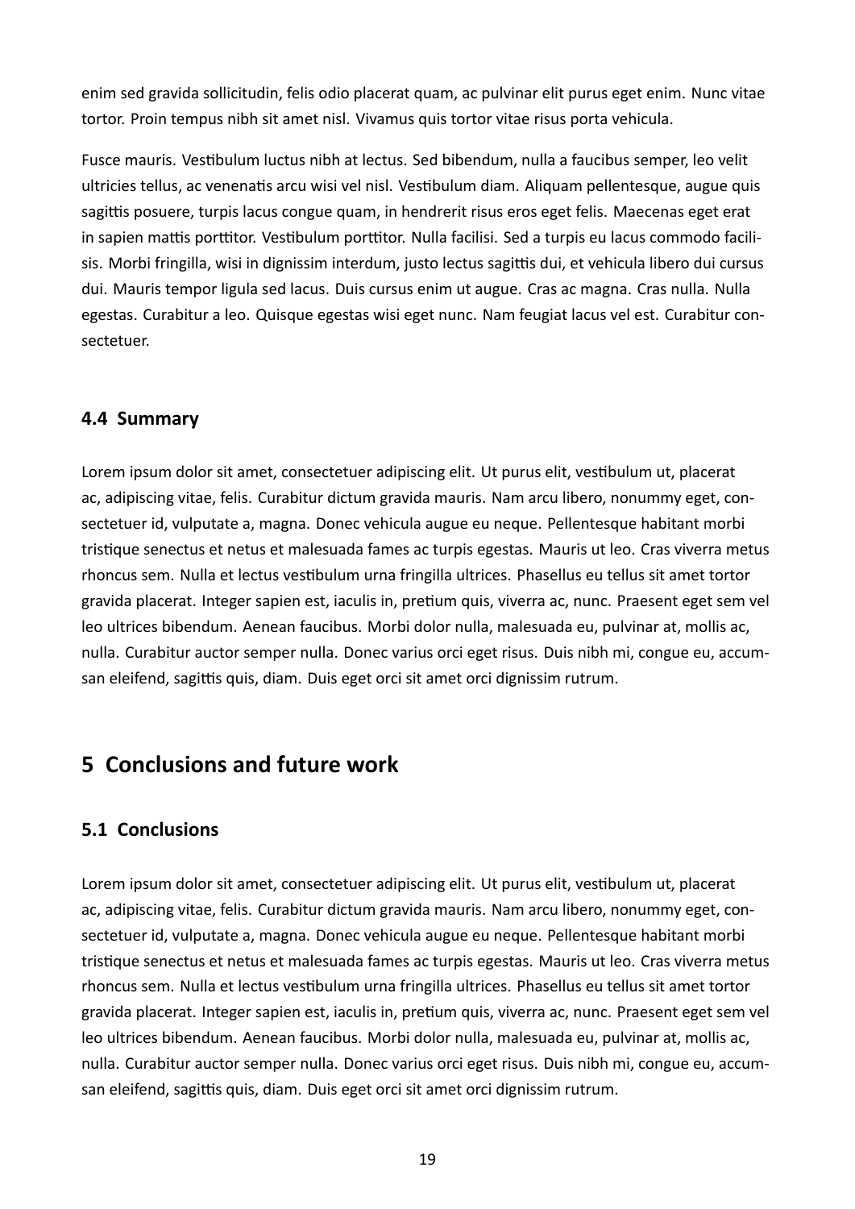enim sed gravida sollicitudin, felis odio placerat quam, ac pulvinar elit purus eget enim. Nunc vitae tortor. Proin tempus nibh sit amet nisl. Vivamus quis tortor vitae risus porta vehicula.

Fusce mauris. Vestibulum luctus nibh at lectus. Sed bibendum, nulla a faucibus semper, leo velit ultricies tellus, ac venenatis arcu wisi vel nisl. Vestibulum diam. Aliquam pellentesque, augue quis sagittis posuere, turpis lacus congue quam, in hendrerit risus eros eget felis. Maecenas eget erat in sapien mattis porttitor. Vestibulum porttitor. Nulla facilisi. Sed a turpis eu lacus commodo facilisis. Morbi fringilla, wisi in dignissim interdum, justo lectus sagittis dui, et vehicula libero dui cursus dui. Mauris tempor ligula sed lacus. Duis cursus enim ut augue. Cras ac magna. Cras nulla. Nulla egestas. Curabitur a leo. Quisque egestas wisi eget nunc. Nam feugiat lacus vel est. Curabitur consectetuer.

### 4.4 Summary

Lorem ipsum dolor sit amet, consectetuer adipiscing elit. Ut purus elit, vestibulum ut, placerat ac, adipiscing vitae, felis. Curabitur dictum gravida mauris. Nam arcu libero, nonummy eget, consectetuer id, vulputate a, magna. Donec vehicula augue eu neque. Pellentesque habitant morbi tristique senectus et netus et malesuada fames ac turpis egestas. Mauris ut leo. Cras viverra metus rhoncus sem. Nulla et lectus vestibulum urna fringilla ultrices. Phasellus eu tellus sit amet tortor gravida placerat. Integer sapien est, iaculis in, pretium quis, viverra ac, nunc. Praesent eget sem vel leo ultrices bibendum. Aenean faucibus. Morbi dolor nulla, malesuada eu, pulvinar at, mollis ac, nulla. Curabitur auctor semper nulla. Donec varius orci eget risus. Duis nibh mi, congue eu, accumsan eleifend, sagittis quis, diam. Duis eget orci sit amet orci dignissim rutrum.

## 5 Conclusions and future work

### 5.1 Conclusions

Lorem ipsum dolor sit amet, consectetuer adipiscing elit. Ut purus elit, vestibulum ut, placerat ac, adipiscing vitae, felis. Curabitur dictum gravida mauris. Nam arcu libero, nonummy eget, consectetuer id, vulputate a, magna. Donec vehicula augue eu neque. Pellentesque habitant morbi tristique senectus et netus et malesuada fames ac turpis egestas. Mauris ut leo. Cras viverra metus rhoncus sem. Nulla et lectus vestibulum urna fringilla ultrices. Phasellus eu tellus sit amet tortor gravida placerat. Integer sapien est, iaculis in, pretium quis, viverra ac, nunc. Praesent eget sem vel leo ultrices bibendum. Aenean faucibus. Morbi dolor nulla, malesuada eu, pulvinar at, mollis ac, nulla. Curabitur auctor semper nulla. Donec varius orci eget risus. Duis nibh mi, congue eu, accumsan eleifend, sagittis quis, diam. Duis eget orci sit amet orci dignissim rutrum.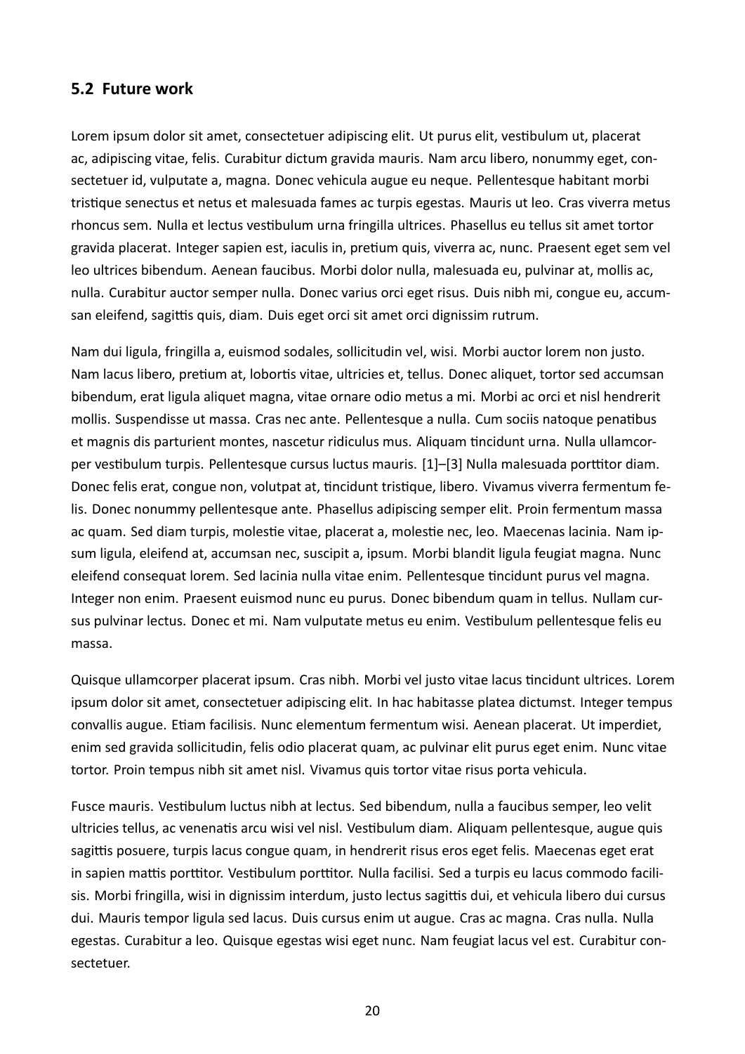## 5.2 Future work

Lorem ipsum dolor sit amet, consectetuer adipiscing elit. Ut purus elit, vestibulum ut, placerat ac, adipiscing vitae, felis. Curabitur dictum gravida mauris. Nam arcu libero, nonummy eget, consectetuer id, vulputate a, magna. Donec vehicula augue eu neque. Pellentesque habitant morbi tristique senectus et netus et malesuada fames ac turpis egestas. Mauris ut leo. Cras viverra metus rhoncus sem. Nulla et lectus vestibulum urna fringilla ultrices. Phasellus eu tellus sit amet tortor gravida placerat. Integer sapien est, iaculis in, pretium quis, viverra ac, nunc. Praesent eget sem vel leo ultrices bibendum. Aenean faucibus. Morbi dolor nulla, malesuada eu, pulvinar at, mollis ac, nulla. Curabitur auctor semper nulla. Donec varius orci eget risus. Duis nibh mi, congue eu, accumsan eleifend, sagittis quis, diam. Duis eget orci sit amet orci dignissim rutrum.

Nam dui ligula, fringilla a, euismod sodales, sollicitudin vel, wisi. Morbi auctor lorem non justo. Nam lacus libero, pretium at, lobortis vitae, ultricies et, tellus. Donec aliquet, tortor sed accumsan bibendum, erat ligula aliquet magna, vitae ornare odio metus a mi. Morbi ac orci et nisl hendrerit mollis. Suspendisse ut massa. Cras nec ante. Pellentesque a nulla. Cum sociis natoque penatibus et magnis dis parturient montes, nascetur ridiculus mus. Aliquam tincidunt urna. Nulla ullamcorper vestibulum turpis. Pellentesque cursus luctus mauris. [1]–[3] Nulla malesuada porttitor diam. Donec felis erat, congue non, volutpat at, tincidunt tristique, libero. Vivamus viverra fermentum felis. Donec nonummy pellentesque ante. Phasellus adipiscing semper elit. Proin fermentum massa ac quam. Sed diam turpis, molestie vitae, placerat a, molestie nec, leo. Maecenas lacinia. Nam ipsum ligula, eleifend at, accumsan nec, suscipit a, ipsum. Morbi blandit ligula feugiat magna. Nunc eleifend consequat lorem. Sed lacinia nulla vitae enim. Pellentesque tincidunt purus vel magna. Integer non enim. Praesent euismod nunc eu purus. Donec bibendum quam in tellus. Nullam cursus pulvinar lectus. Donec et mi. Nam vulputate metus eu enim. Vestibulum pellentesque felis eu massa.

Quisque ullamcorper placerat ipsum. Cras nibh. Morbi vel justo vitae lacus tincidunt ultrices. Lorem ipsum dolor sit amet, consectetuer adipiscing elit. In hac habitasse platea dictumst. Integer tempus convallis augue. Etiam facilisis. Nunc elementum fermentum wisi. Aenean placerat. Ut imperdiet, enim sed gravida sollicitudin, felis odio placerat quam, ac pulvinar elit purus eget enim. Nunc vitae tortor. Proin tempus nibh sit amet nisl. Vivamus quis tortor vitae risus porta vehicula.

Fusce mauris. Vestibulum luctus nibh at lectus. Sed bibendum, nulla a faucibus semper, leo velit ultricies tellus, ac venenatis arcu wisi vel nisl. Vestibulum diam. Aliquam pellentesque, augue quis sagittis posuere, turpis lacus congue quam, in hendrerit risus eros eget felis. Maecenas eget erat in sapien mattis porttitor. Vestibulum porttitor. Nulla facilisi. Sed a turpis eu lacus commodo facilisis. Morbi fringilla, wisi in dignissim interdum, justo lectus sagittis dui, et vehicula libero dui cursus dui. Mauris tempor ligula sed lacus. Duis cursus enim ut augue. Cras ac magna. Cras nulla. Nulla egestas. Curabitur a leo. Quisque egestas wisi eget nunc. Nam feugiat lacus vel est. Curabitur consectetuer.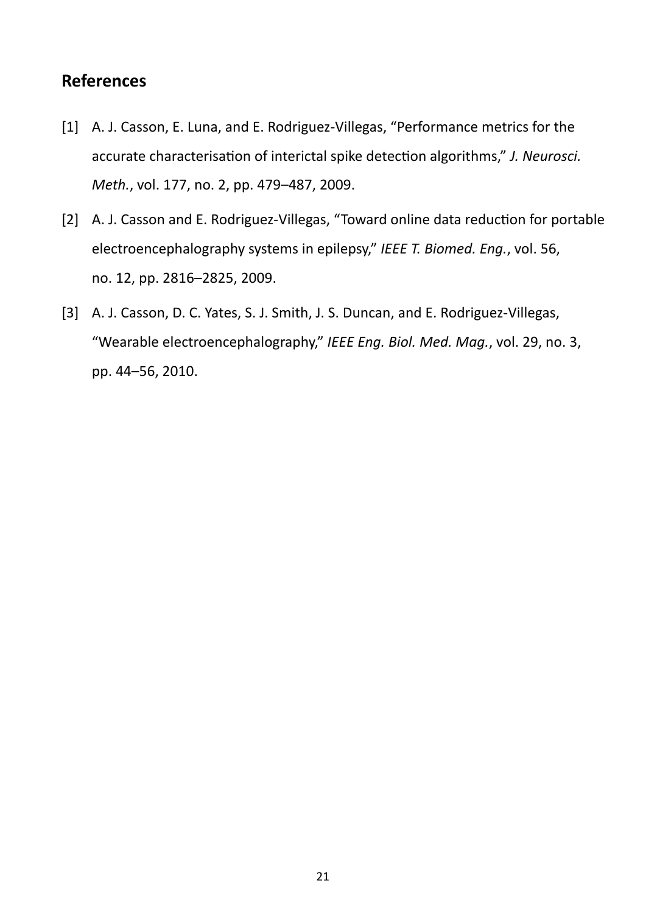## References

[1] A. J. Casson, E. Luna, and E. Rodriguez-Villegas, "Performance metrics for the accurate characterisation of interictal spike detection algorithms," *J. Neurosci. Meth.*, vol. 177, no. 2, pp. 479–487, 2009.

[2] A. J. Casson and E. Rodriguez-Villegas, "Toward online data reduction for portable electroencephalography systems in epilepsy," *IEEE T. Biomed. Eng.*, vol. 56, no. 12, pp. 2816–2825, 2009.

[3] A. J. Casson, D. C. Yates, S. J. Smith, J. S. Duncan, and E. Rodriguez-Villegas, "Wearable electroencephalography," *IEEE Eng. Biol. Med. Mag.*, vol. 29, no. 3, pp. 44–56, 2010.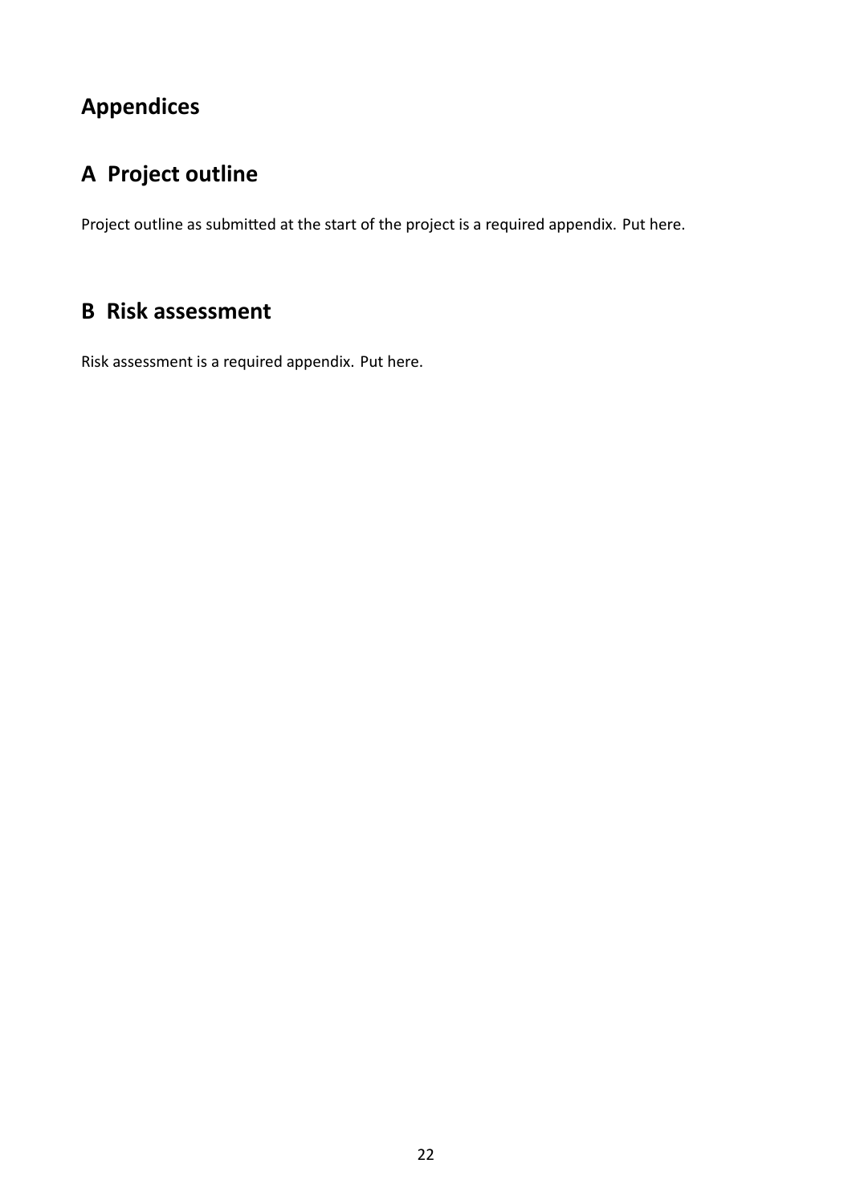# Appendices

## A Project outline

Project outline as submitted at the start of the project is a required appendix. Put here.

## B Risk assessment

Risk assessment is a required appendix. Put here.